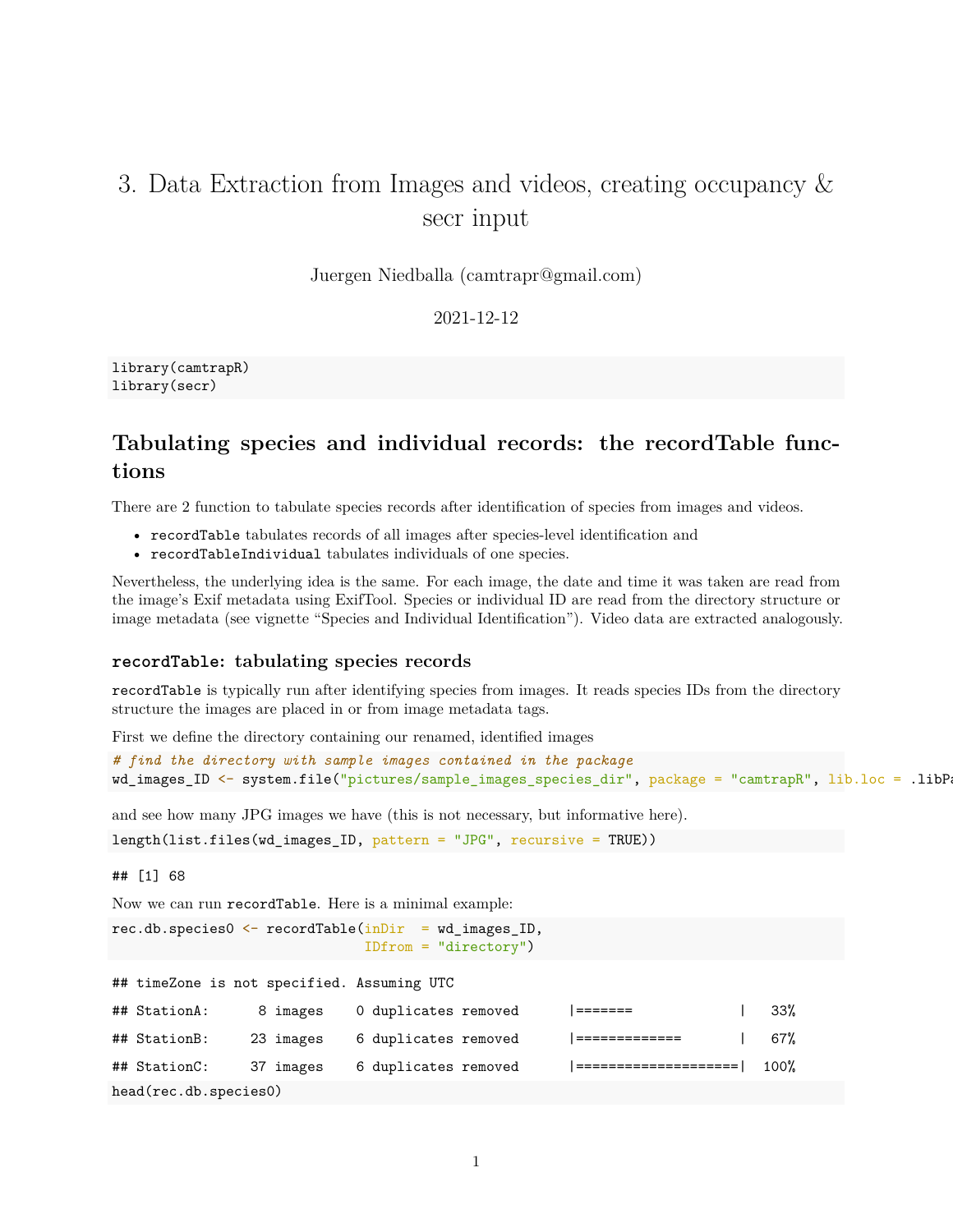# 3. Data Extraction from Images and videos, creating occupancy & secr input

Juergen Niedballa (camtrapr@gmail.com)

2021-12-12

```
library(camtrapR)
library(secr)
```

## Tabulating species and individual records: the recordTable functions

There are 2 function to tabulate species records after identification of species from images and videos.

- `recordTable` tabulates records of all images after species-level identification and
- `recordTableIndividual` tabulates individuals of one species.

Nevertheless, the underlying idea is the same. For each image, the date and time it was taken are read from the image's Exif metadata using ExifTool. Species or individual ID are read from the directory structure or image metadata (see vignette "Species and Individual Identification"). Video data are extracted analogously.

### `recordTable`: tabulating species records

`recordTable` is typically run after identifying species from images. It reads species IDs from the directory structure the images are placed in or from image metadata tags.

First we define the directory containing our renamed, identified images

```
# find the directory with sample images contained in the package
wd_images_ID <- system.file("pictures/sample_images_species_dir", package = "camtrapR", lib.loc = .libPa
```

and see how many JPG images we have (this is not necessary, but informative here).

```
length(list.files(wd_images_ID, pattern = "JPG", recursive = TRUE))
```

```
## [1] 68
```

Now we can run `recordTable`. Here is a minimal example:

```
rec.db.species0 <- recordTable(inDir  = wd_images_ID,
                               IDfrom = "directory")
```

```
## timeZone is not specified. Assuming UTC

## StationA:      8 images    0 duplicates removed      |=======             |   33%

## StationB:     23 images    6 duplicates removed      |=============       |   67%

## StationC:     37 images    6 duplicates removed      |====================|  100%
```

```
head(rec.db.species0)
```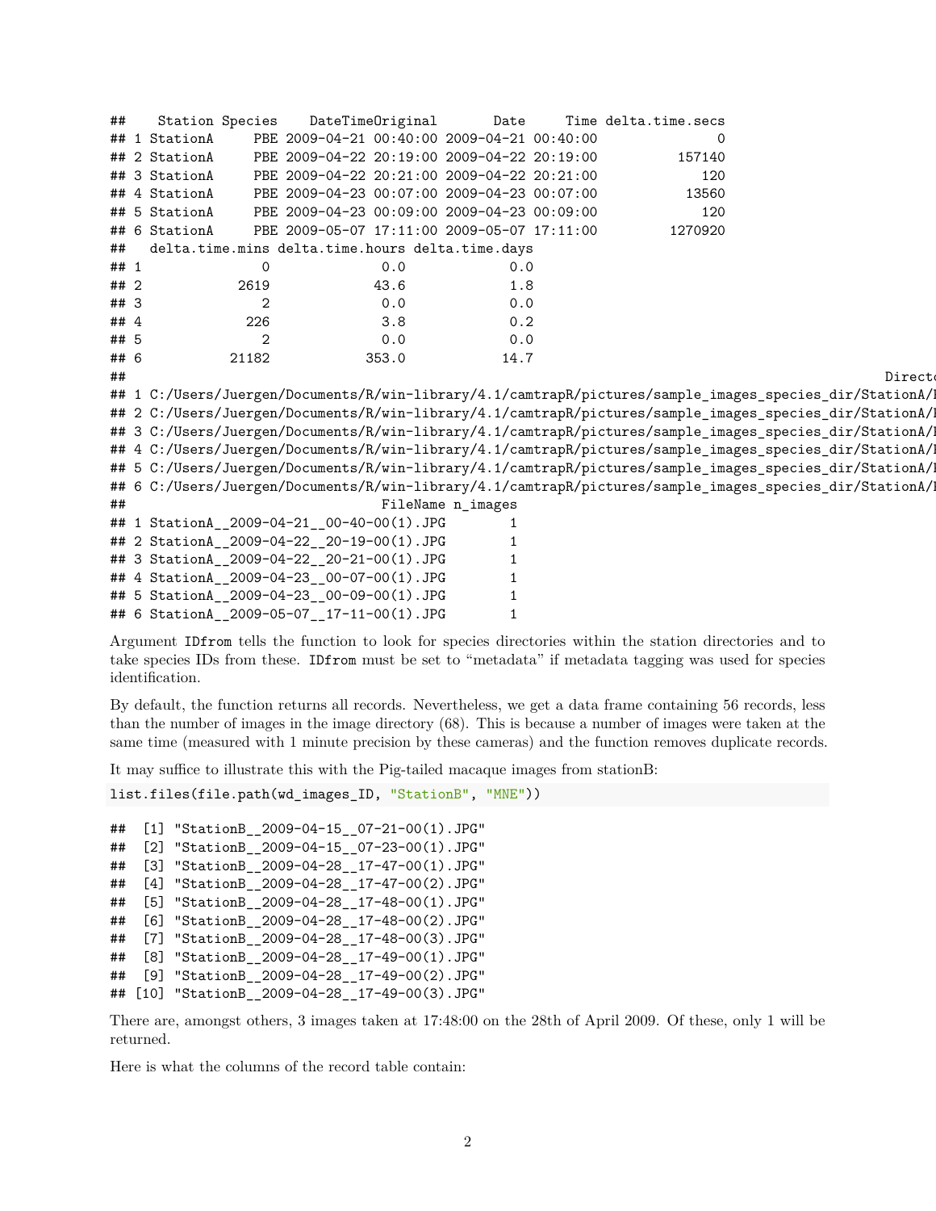```
##    Station Species    DateTimeOriginal       Date     Time delta.time.secs
## 1 StationA     PBE 2009-04-21 00:40:00 2009-04-21 00:40:00               0
## 2 StationA     PBE 2009-04-22 20:19:00 2009-04-22 20:19:00          157140
## 3 StationA     PBE 2009-04-22 20:21:00 2009-04-22 20:21:00             120
## 4 StationA     PBE 2009-04-23 00:07:00 2009-04-23 00:07:00           13560
## 5 StationA     PBE 2009-04-23 00:09:00 2009-04-23 00:09:00             120
## 6 StationA     PBE 2009-05-07 17:11:00 2009-05-07 17:11:00         1270920
##   delta.time.mins delta.time.hours delta.time.days
## 1               0              0.0             0.0
## 2            2619             43.6             1.8
## 3               2              0.0             0.0
## 4             226              3.8             0.2
## 5               2              0.0             0.0
## 6           21182            353.0            14.7
##                                                                                     Directo
## 1 C:/Users/Juergen/Documents/R/win-library/4.1/camtrapR/pictures/sample_images_species_dir/StationA/P
## 2 C:/Users/Juergen/Documents/R/win-library/4.1/camtrapR/pictures/sample_images_species_dir/StationA/P
## 3 C:/Users/Juergen/Documents/R/win-library/4.1/camtrapR/pictures/sample_images_species_dir/StationA/P
## 4 C:/Users/Juergen/Documents/R/win-library/4.1/camtrapR/pictures/sample_images_species_dir/StationA/P
## 5 C:/Users/Juergen/Documents/R/win-library/4.1/camtrapR/pictures/sample_images_species_dir/StationA/P
## 6 C:/Users/Juergen/Documents/R/win-library/4.1/camtrapR/pictures/sample_images_species_dir/StationA/P
##                              FileName n_images
## 1 StationA__2009-04-21__00-40-00(1).JPG        1
## 2 StationA__2009-04-22__20-19-00(1).JPG        1
## 3 StationA__2009-04-22__20-21-00(1).JPG        1
## 4 StationA__2009-04-23__00-07-00(1).JPG        1
## 5 StationA__2009-04-23__00-09-00(1).JPG        1
## 6 StationA__2009-05-07__17-11-00(1).JPG        1
```

Argument `IDfrom` tells the function to look for species directories within the station directories and to take species IDs from these. `IDfrom` must be set to "metadata" if metadata tagging was used for species identification.

By default, the function returns all records. Nevertheless, we get a data frame containing 56 records, less than the number of images in the image directory (68). This is because a number of images were taken at the same time (measured with 1 minute precision by these cameras) and the function removes duplicate records.

It may suffice to illustrate this with the Pig-tailed macaque images from stationB:

```
list.files(file.path(wd_images_ID, "StationB", "MNE"))
```

```
##  [1] "StationB__2009-04-15__07-21-00(1).JPG"
##  [2] "StationB__2009-04-15__07-23-00(1).JPG"
##  [3] "StationB__2009-04-28__17-47-00(1).JPG"
##  [4] "StationB__2009-04-28__17-47-00(2).JPG"
##  [5] "StationB__2009-04-28__17-48-00(1).JPG"
##  [6] "StationB__2009-04-28__17-48-00(2).JPG"
##  [7] "StationB__2009-04-28__17-48-00(3).JPG"
##  [8] "StationB__2009-04-28__17-49-00(1).JPG"
##  [9] "StationB__2009-04-28__17-49-00(2).JPG"
## [10] "StationB__2009-04-28__17-49-00(3).JPG"
```

There are, amongst others, 3 images taken at 17:48:00 on the 28th of April 2009. Of these, only 1 will be returned.

Here is what the columns of the record table contain: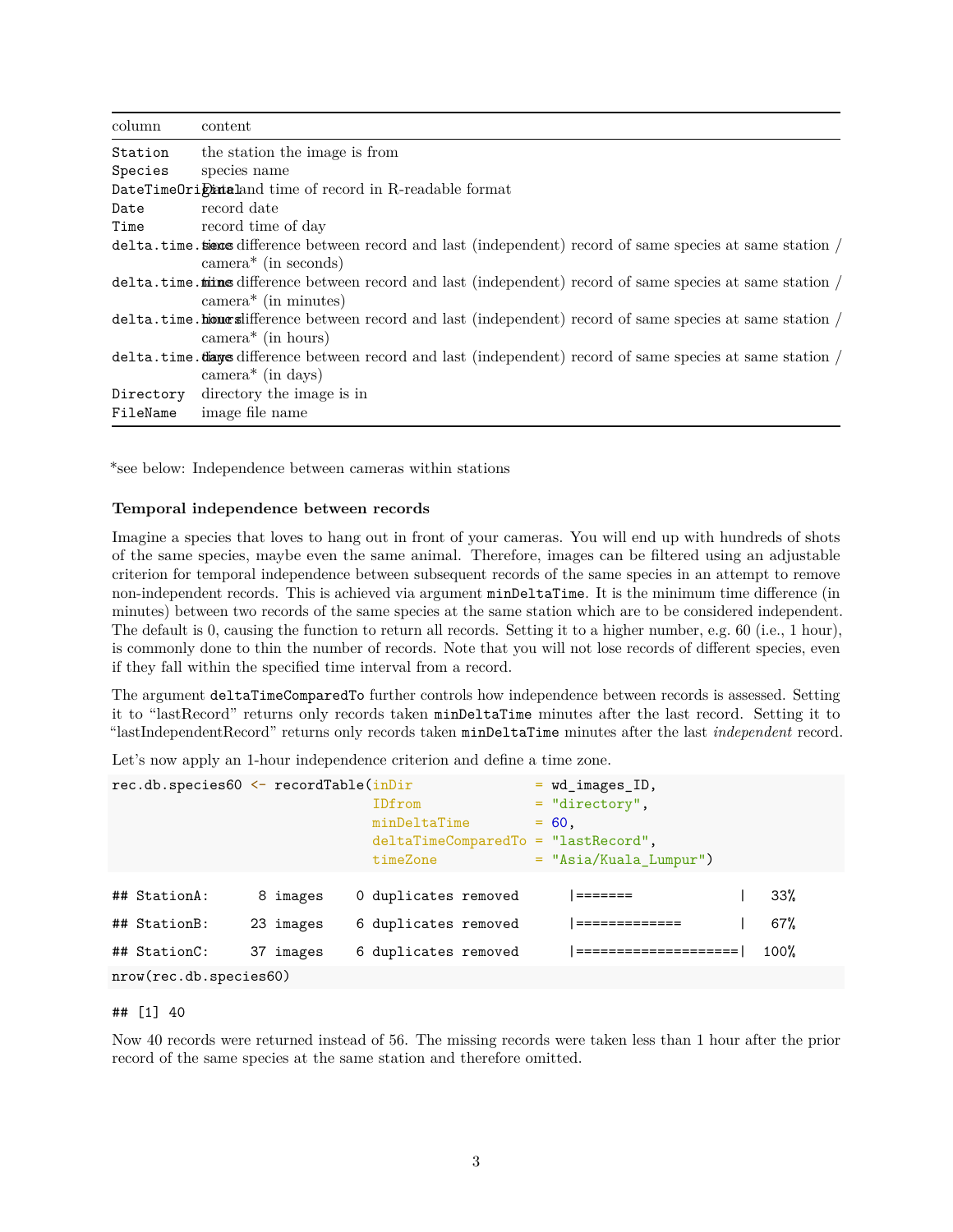| column | content |
|---|---|
| `Station` | the station the image is from |
| `Species` | species name |
| `DateTimeOriginal` | Date and time of record in R-readable format |
| `Date` | record date |
| `Time` | record time of day |
| `delta.time.secs` | time difference between record and last (independent) record of same species at same station / camera* (in seconds) |
| `delta.time.mins` | time difference between record and last (independent) record of same species at same station / camera* (in minutes) |
| `delta.time.hours` | time difference between record and last (independent) record of same species at same station / camera* (in hours) |
| `delta.time.days` | time difference between record and last (independent) record of same species at same station / camera* (in days) |
| `Directory` | directory the image is in |
| `FileName` | image file name |

*see below: Independence between cameras within stations

#### Temporal independence between records

Imagine a species that loves to hang out in front of your cameras. You will end up with hundreds of shots of the same species, maybe even the same animal. Therefore, images can be filtered using an adjustable criterion for temporal independence between subsequent records of the same species in an attempt to remove non-independent records. This is achieved via argument `minDeltaTime`. It is the minimum time difference (in minutes) between two records of the same species at the same station which are to be considered independent. The default is 0, causing the function to return all records. Setting it to a higher number, e.g. 60 (i.e., 1 hour), is commonly done to thin the number of records. Note that you will not lose records of different species, even if they fall within the specified time interval from a record.

The argument `deltaTimeComparedTo` further controls how independence between records is assessed. Setting it to "lastRecord" returns only records taken `minDeltaTime` minutes after the last record. Setting it to "lastIndependentRecord" returns only records taken `minDeltaTime` minutes after the last *independent* record.

Let's now apply an 1-hour independence criterion and define a time zone.

```
rec.db.species60 <- recordTable(inDir               = wd_images_ID,
                                IDfrom              = "directory",
                                minDeltaTime        = 60,
                                deltaTimeComparedTo = "lastRecord",
                                timeZone            = "Asia/Kuala_Lumpur")
```

```
## StationA:      8 images    0 duplicates removed      |=======             |  33%
## StationB:     23 images    6 duplicates removed      |=============       |  67%
## StationC:     37 images    6 duplicates removed      |====================| 100%
```

```
nrow(rec.db.species60)
```

```
## [1] 40
```

Now 40 records were returned instead of 56. The missing records were taken less than 1 hour after the prior record of the same species at the same station and therefore omitted.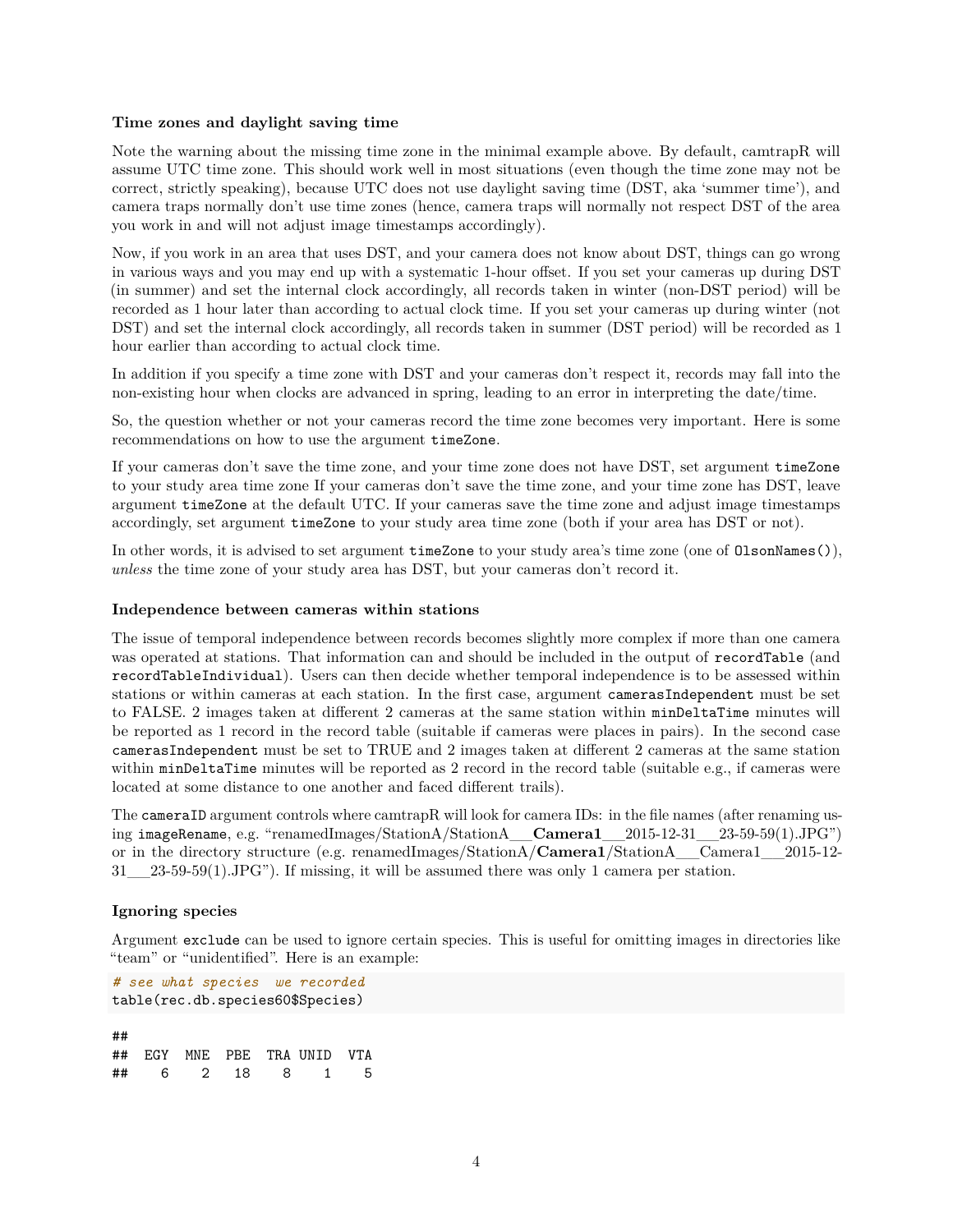### Time zones and daylight saving time

Note the warning about the missing time zone in the minimal example above. By default, camtrapR will assume UTC time zone. This should work well in most situations (even though the time zone may not be correct, strictly speaking), because UTC does not use daylight saving time (DST, aka 'summer time'), and camera traps normally don't use time zones (hence, camera traps will normally not respect DST of the area you work in and will not adjust image timestamps accordingly).

Now, if you work in an area that uses DST, and your camera does not know about DST, things can go wrong in various ways and you may end up with a systematic 1-hour offset. If you set your cameras up during DST (in summer) and set the internal clock accordingly, all records taken in winter (non-DST period) will be recorded as 1 hour later than according to actual clock time. If you set your cameras up during winter (not DST) and set the internal clock accordingly, all records taken in summer (DST period) will be recorded as 1 hour earlier than according to actual clock time.

In addition if you specify a time zone with DST and your cameras don't respect it, records may fall into the non-existing hour when clocks are advanced in spring, leading to an error in interpreting the date/time.

So, the question whether or not your cameras record the time zone becomes very important. Here is some recommendations on how to use the argument `timeZone`.

If your cameras don't save the time zone, and your time zone does not have DST, set argument `timeZone` to your study area time zone If your cameras don't save the time zone, and your time zone has DST, leave argument `timeZone` at the default UTC. If your cameras save the time zone and adjust image timestamps accordingly, set argument `timeZone` to your study area time zone (both if your area has DST or not).

In other words, it is advised to set argument `timeZone` to your study area's time zone (one of `OlsonNames()`), *unless* the time zone of your study area has DST, but your cameras don't record it.

### Independence between cameras within stations

The issue of temporal independence between records becomes slightly more complex if more than one camera was operated at stations. That information can and should be included in the output of `recordTable` (and `recordTableIndividual`). Users can then decide whether temporal independence is to be assessed within stations or within cameras at each station. In the first case, argument `camerasIndependent` must be set to FALSE. 2 images taken at different 2 cameras at the same station within `minDeltaTime` minutes will be reported as 1 record in the record table (suitable if cameras were places in pairs). In the second case `camerasIndependent` must be set to TRUE and 2 images taken at different 2 cameras at the same station within `minDeltaTime` minutes will be reported as 2 record in the record table (suitable e.g., if cameras were located at some distance to one another and faced different trails).

The `cameraID` argument controls where camtrapR will look for camera IDs: in the file names (after renaming using `imageRename`, e.g. "renamedImages/StationA/StationA___**Camera1**___2015-12-31___23-59-59(1).JPG") or in the directory structure (e.g. renamedImages/StationA/**Camera1**/StationA___Camera1___2015-12-31___23-59-59(1).JPG"). If missing, it will be assumed there was only 1 camera per station.

### Ignoring species

Argument `exclude` can be used to ignore certain species. This is useful for omitting images in directories like "team" or "unidentified". Here is an example:

```
# see what species  we recorded
table(rec.db.species60$Species)
```

```
## 
##  EGY  MNE  PBE  TRA UNID  VTA 
##    6    2   18    8    1    5
```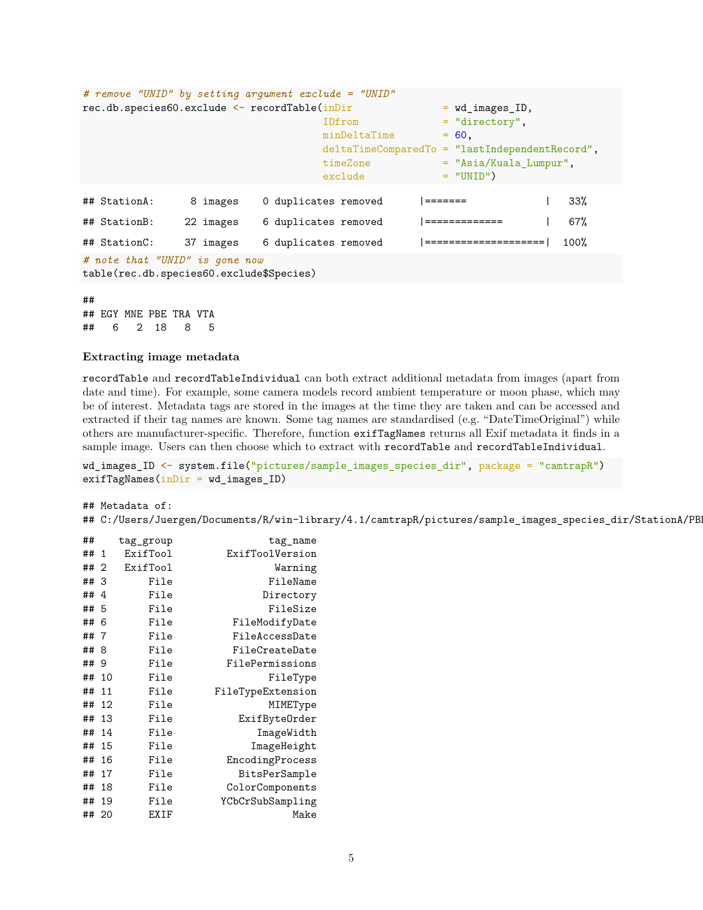```r
# remove "UNID" by setting argument exclude = "UNID"
rec.db.species60.exclude <- recordTable(inDir               = wd_images_ID,
                                        IDfrom              = "directory",
                                        minDeltaTime        = 60,
                                        deltaTimeComparedTo = "lastIndependentRecord",
                                        timeZone            = "Asia/Kuala_Lumpur",
                                        exclude             = "UNID")
```

```
## StationA:      8 images    0 duplicates removed      |=======             |   33%

## StationB:     22 images    6 duplicates removed      |=============       |   67%

## StationC:     37 images    6 duplicates removed      |====================|  100%
```

```r
# note that "UNID" is gone now
table(rec.db.species60.exclude$Species)
```

```
##
## EGY MNE PBE TRA VTA
##   6   2  18   8   5
```

#### Extracting image metadata

`recordTable` and `recordTableIndividual` can both extract additional metadata from images (apart from date and time). For example, some camera models record ambient temperature or moon phase, which may be of interest. Metadata tags are stored in the images at the time they are taken and can be accessed and extracted if their tag names are known. Some tag names are standardised (e.g. "DateTimeOriginal") while others are manufacturer-specific. Therefore, function `exifTagNames` returns all Exif metadata it finds in a sample image. Users can then choose which to extract with `recordTable` and `recordTableIndividual`.

```r
wd_images_ID <- system.file("pictures/sample_images_species_dir", package = "camtrapR")
exifTagNames(inDir = wd_images_ID)
```

```
## Metadata of:
## C:/Users/Juergen/Documents/R/win-library/4.1/camtrapR/pictures/sample_images_species_dir/StationA/PBE

##    tag_group                tag_name
## 1   ExifTool         ExifToolVersion
## 2   ExifTool                 Warning
## 3       File                FileName
## 4       File               Directory
## 5       File                FileSize
## 6       File          FileModifyDate
## 7       File          FileAccessDate
## 8       File          FileCreateDate
## 9       File         FilePermissions
## 10      File                FileType
## 11      File       FileTypeExtension
## 12      File                MIMEType
## 13      File           ExifByteOrder
## 14      File              ImageWidth
## 15      File             ImageHeight
## 16      File          EncodingProcess
## 17      File            BitsPerSample
## 18      File          ColorComponents
## 19      File        YCbCrSubSampling
## 20      EXIF                    Make
```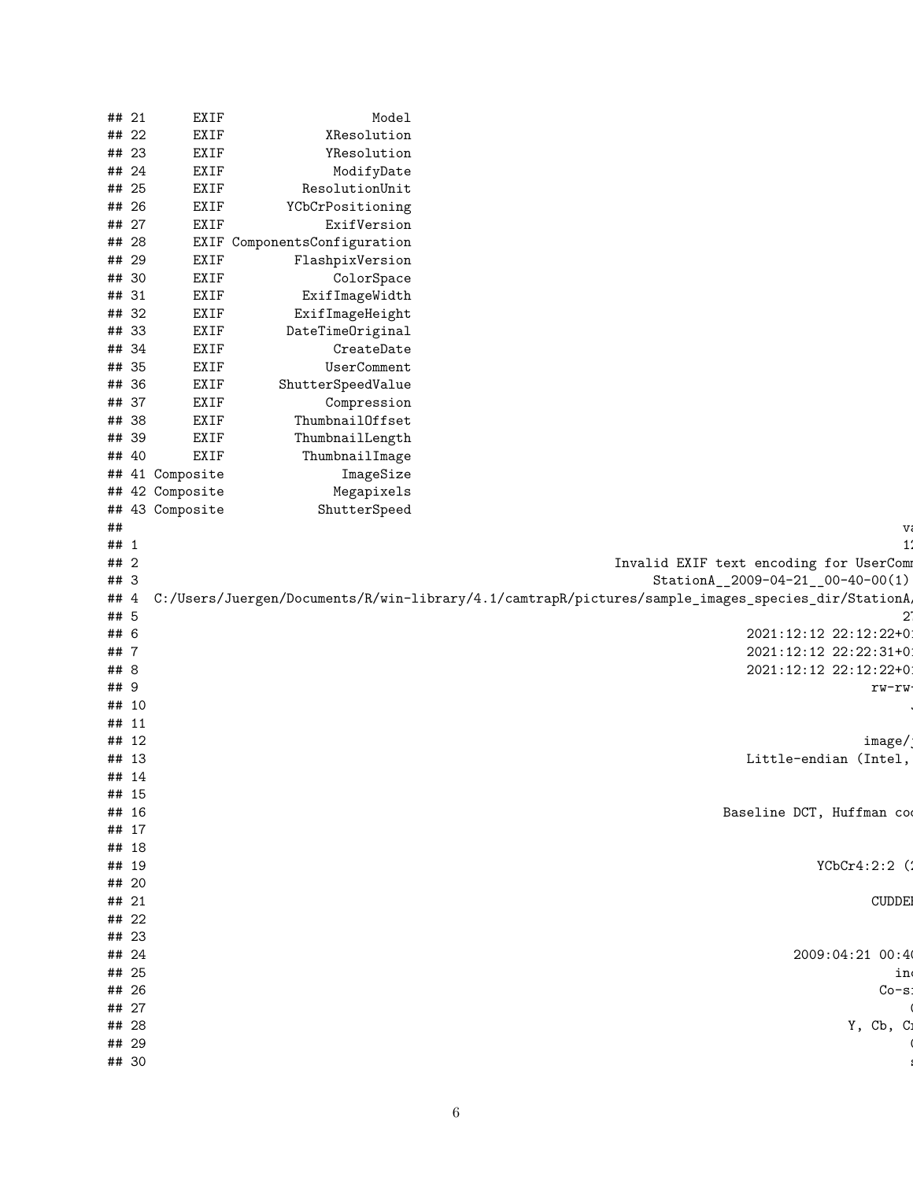```
## 21      EXIF                 Model
## 22      EXIF           XResolution
## 23      EXIF           YResolution
## 24      EXIF            ModifyDate
## 25      EXIF        ResolutionUnit
## 26      EXIF      YCbCrPositioning
## 27      EXIF           ExifVersion
## 28      EXIF ComponentsConfiguration
## 29      EXIF        FlashpixVersion
## 30      EXIF            ColorSpace
## 31      EXIF        ExifImageWidth
## 32      EXIF       ExifImageHeight
## 33      EXIF      DateTimeOriginal
## 34      EXIF            CreateDate
## 35      EXIF           UserComment
## 36      EXIF     ShutterSpeedValue
## 37      EXIF           Compression
## 38      EXIF       ThumbnailOffset
## 39      EXIF       ThumbnailLength
## 40      EXIF        ThumbnailImage
## 41 Composite             ImageSize
## 42 Composite            Megapixels
## 43 Composite          ShutterSpeed
##                                                                                                   va
## 1                                                                                                  12
## 2                                                                    Invalid EXIF text encoding for UserComm
## 3                                                                          StationA__2009-04-21__00-40-00(1)
## 4  C:/Users/Juergen/Documents/R/win-library/4.1/camtrapR/pictures/sample_images_species_dir/StationA/
## 5                                                                                                  27
## 6                                                                                 2021:12:12 22:12:22+01
## 7                                                                                 2021:12:12 22:22:31+01
## 8                                                                                 2021:12:12 22:12:22+01
## 9                                                                                             rw-rw-
## 10                                                                                                 J
## 11
## 12                                                                                            image/j
## 13                                                                                 Little-endian (Intel,
## 14
## 15
## 16                                                                               Baseline DCT, Huffman cod
## 17
## 18
## 19                                                                                         YCbCr4:2:2 (2
## 20
## 21                                                                                             CUDDEB
## 22
## 23
## 24                                                                                   2009:04:21 00:40
## 25                                                                                               inc
## 26                                                                                             Co-si
## 27                                                                                                 0
## 28                                                                                          Y, Cb, Cr
## 29                                                                                                 0
## 30                                                                                                 s
```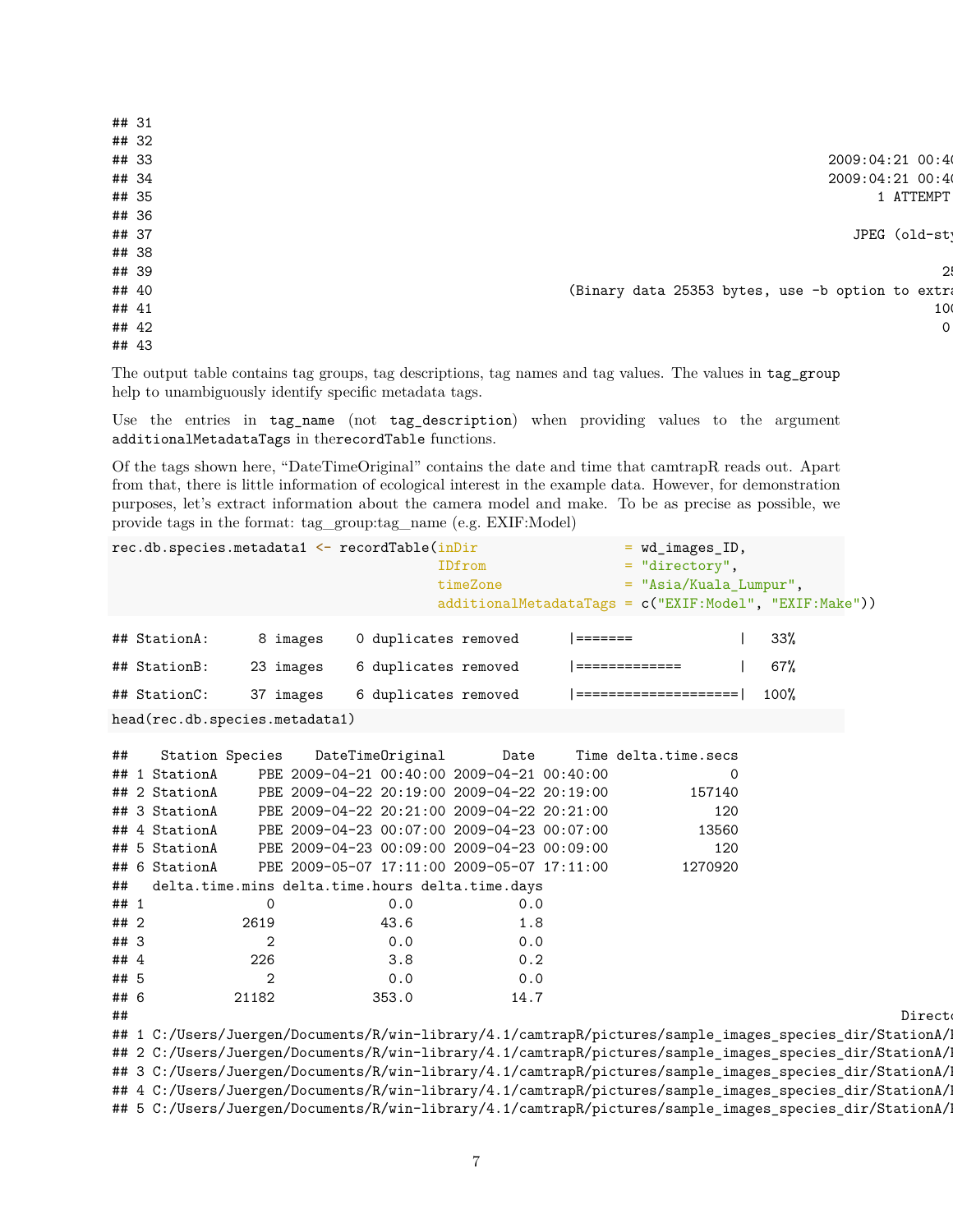```
## 31
## 32
## 33                                                                            2009:04:21 00:40
## 34                                                                            2009:04:21 00:40
## 35                                                                                 1 ATTEMPT
## 36
## 37                                                                               JPEG (old-sty
## 38
## 39                                                                                          25
## 40                                                         (Binary data 25353 bytes, use -b option to extra
## 41                                                                                         100
## 42                                                                                           0
## 43
```

The output table contains tag groups, tag descriptions, tag names and tag values. The values in `tag_group` help to unambiguously identify specific metadata tags.

Use the entries in `tag_name` (not `tag_description`) when providing values to the argument `additionalMetadataTags` in the`recordTable` functions.

Of the tags shown here, "DateTimeOriginal" contains the date and time that camtrapR reads out. Apart from that, there is little information of ecological interest in the example data. However, for demonstration purposes, let's extract information about the camera model and make. To be as precise as possible, we provide tags in the format: tag_group:tag_name (e.g. EXIF:Model)

```
rec.db.species.metadata1 <- recordTable(inDir                  = wd_images_ID,
                                        IDfrom                 = "directory",
                                        timeZone               = "Asia/Kuala_Lumpur",
                                        additionalMetadataTags = c("EXIF:Model", "EXIF:Make"))
```

```
## StationA:      8 images    0 duplicates removed      |=======             |   33%

## StationB:     23 images    6 duplicates removed      |=============       |   67%

## StationC:     37 images    6 duplicates removed      |====================|  100%
```

```
head(rec.db.species.metadata1)
```

```
##    Station Species    DateTimeOriginal       Date     Time delta.time.secs
## 1 StationA     PBE 2009-04-21 00:40:00 2009-04-21 00:40:00               0
## 2 StationA     PBE 2009-04-22 20:19:00 2009-04-22 20:19:00          157140
## 3 StationA     PBE 2009-04-22 20:21:00 2009-04-22 20:21:00             120
## 4 StationA     PBE 2009-04-23 00:07:00 2009-04-23 00:07:00           13560
## 5 StationA     PBE 2009-04-23 00:09:00 2009-04-23 00:09:00             120
## 6 StationA     PBE 2009-05-07 17:11:00 2009-05-07 17:11:00         1270920
##   delta.time.mins delta.time.hours delta.time.days
## 1               0              0.0             0.0
## 2            2619             43.6             1.8
## 3               2              0.0             0.0
## 4             226              3.8             0.2
## 5               2              0.0             0.0
## 6           21182            353.0            14.7
##                                                                                          Directo
## 1 C:/Users/Juergen/Documents/R/win-library/4.1/camtrapR/pictures/sample_images_species_dir/StationA/P
## 2 C:/Users/Juergen/Documents/R/win-library/4.1/camtrapR/pictures/sample_images_species_dir/StationA/P
## 3 C:/Users/Juergen/Documents/R/win-library/4.1/camtrapR/pictures/sample_images_species_dir/StationA/P
## 4 C:/Users/Juergen/Documents/R/win-library/4.1/camtrapR/pictures/sample_images_species_dir/StationA/P
## 5 C:/Users/Juergen/Documents/R/win-library/4.1/camtrapR/pictures/sample_images_species_dir/StationA/P
```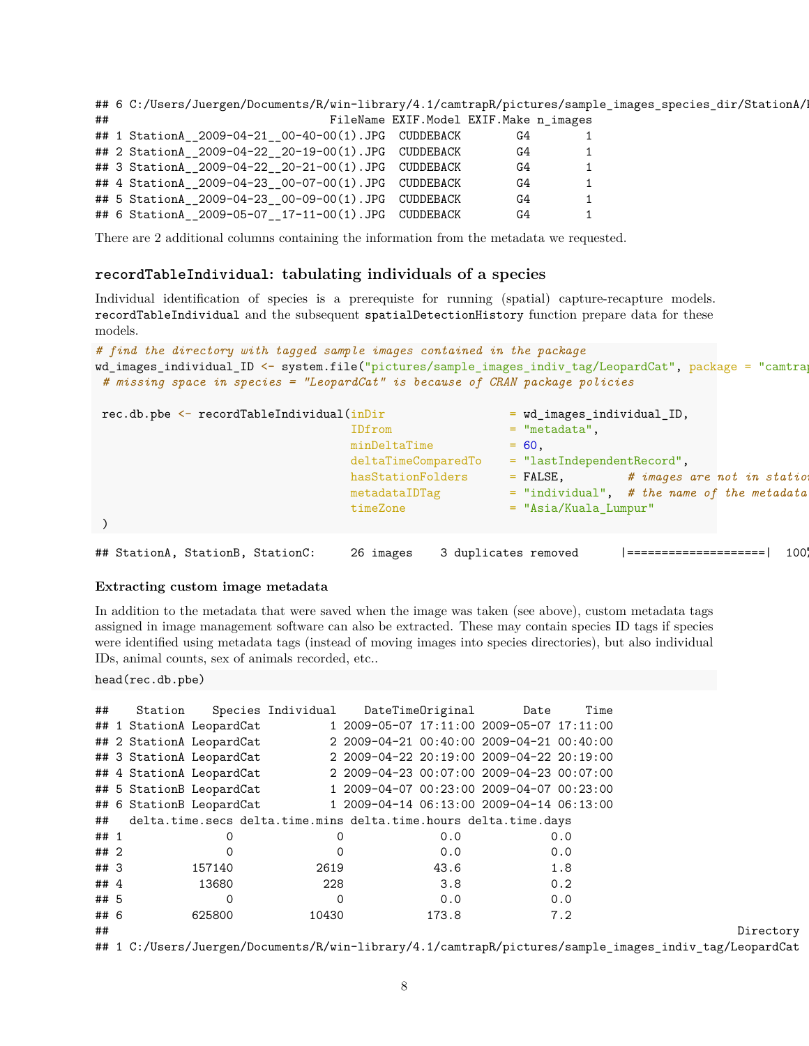```
## 6 C:/Users/Juergen/Documents/R/win-library/4.1/camtrapR/pictures/sample_images_species_dir/StationA/
##                              FileName EXIF.Model EXIF.Make n_images
## 1 StationA__2009-04-21__00-40-00(1).JPG  CUDDEBACK        G4        1
## 2 StationA__2009-04-22__20-19-00(1).JPG  CUDDEBACK        G4        1
## 3 StationA__2009-04-22__20-21-00(1).JPG  CUDDEBACK        G4        1
## 4 StationA__2009-04-23__00-07-00(1).JPG  CUDDEBACK        G4        1
## 5 StationA__2009-04-23__00-09-00(1).JPG  CUDDEBACK        G4        1
## 6 StationA__2009-05-07__17-11-00(1).JPG  CUDDEBACK        G4        1
```

There are 2 additional columns containing the information from the metadata we requested.

### `recordTableIndividual`: tabulating individuals of a species

Individual identification of species is a prerequiste for running (spatial) capture-recapture models. `recordTableIndividual` and the subsequent `spatialDetectionHistory` function prepare data for these models.

```r
# find the directory with tagged sample images contained in the package
wd_images_individual_ID <- system.file("pictures/sample_images_indiv_tag/LeopardCat", package = "camtrap
 # missing space in species = "LeopardCat" is because of CRAN package policies

 rec.db.pbe <- recordTableIndividual(inDir                  = wd_images_individual_ID,
                                     IDfrom                 = "metadata",
                                     minDeltaTime           = 60,
                                     deltaTimeComparedTo    = "lastIndependentRecord",
                                     hasStationFolders      = FALSE,         # images are not in statio
                                     metadataIDTag          = "individual",  # the name of the metadata
                                     timeZone               = "Asia/Kuala_Lumpur"
 )
```

```
## StationA, StationB, StationC:     26 images    3 duplicates removed      |====================|  100
```

#### Extracting custom image metadata

In addition to the metadata that were saved when the image was taken (see above), custom metadata tags assigned in image management software can also be extracted. These may contain species ID tags if species were identified using metadata tags (instead of moving images into species directories), but also individual IDs, animal counts, sex of animals recorded, etc..

```r
head(rec.db.pbe)
```

```
##    Station    Species Individual    DateTimeOriginal       Date     Time
## 1 StationA LeopardCat          1 2009-05-07 17:11:00 2009-05-07 17:11:00
## 2 StationA LeopardCat          2 2009-04-21 00:40:00 2009-04-21 00:40:00
## 3 StationA LeopardCat          2 2009-04-22 20:19:00 2009-04-22 20:19:00
## 4 StationA LeopardCat          2 2009-04-23 00:07:00 2009-04-23 00:07:00
## 5 StationB LeopardCat          1 2009-04-07 00:23:00 2009-04-07 00:23:00
## 6 StationB LeopardCat          1 2009-04-14 06:13:00 2009-04-14 06:13:00
##   delta.time.secs delta.time.mins delta.time.hours delta.time.days
## 1               0               0              0.0             0.0
## 2               0               0              0.0             0.0
## 3          157140            2619             43.6             1.8
## 4           13680             228              3.8             0.2
## 5               0               0              0.0             0.0
## 6          625800           10430            173.8             7.2
##                                                                                                Directory
## 1 C:/Users/Juergen/Documents/R/win-library/4.1/camtrapR/pictures/sample_images_indiv_tag/LeopardCat
```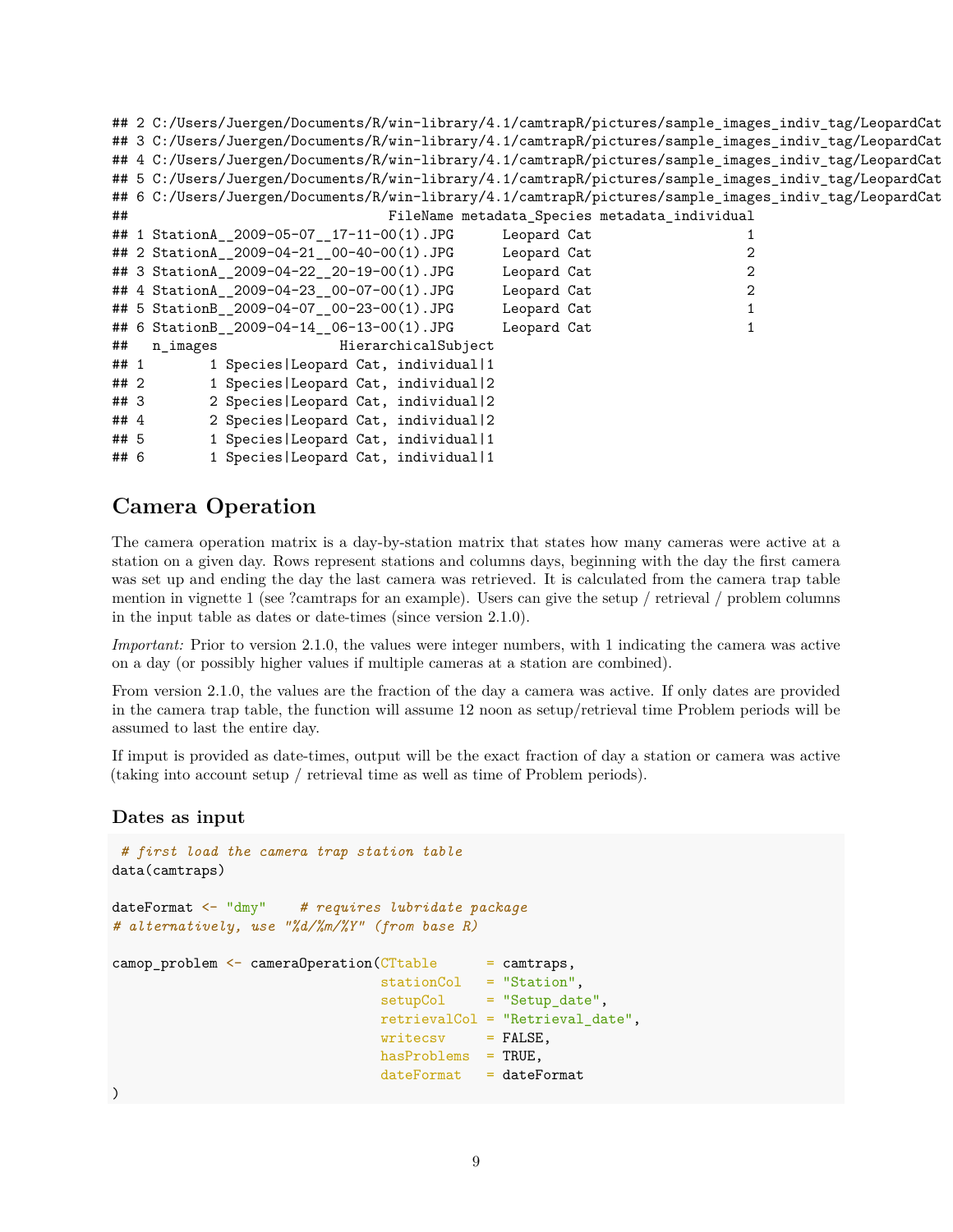```
## 2 C:/Users/Juergen/Documents/R/win-library/4.1/camtrapR/pictures/sample_images_indiv_tag/LeopardCat
## 3 C:/Users/Juergen/Documents/R/win-library/4.1/camtrapR/pictures/sample_images_indiv_tag/LeopardCat
## 4 C:/Users/Juergen/Documents/R/win-library/4.1/camtrapR/pictures/sample_images_indiv_tag/LeopardCat
## 5 C:/Users/Juergen/Documents/R/win-library/4.1/camtrapR/pictures/sample_images_indiv_tag/LeopardCat
## 6 C:/Users/Juergen/Documents/R/win-library/4.1/camtrapR/pictures/sample_images_indiv_tag/LeopardCat
##                              FileName metadata_Species metadata_individual
## 1 StationA__2009-05-07__17-11-00(1).JPG      Leopard Cat                   1
## 2 StationA__2009-04-21__00-40-00(1).JPG      Leopard Cat                   2
## 3 StationA__2009-04-22__20-19-00(1).JPG      Leopard Cat                   2
## 4 StationA__2009-04-23__00-07-00(1).JPG      Leopard Cat                   2
## 5 StationB__2009-04-07__00-23-00(1).JPG      Leopard Cat                   1
## 6 StationB__2009-04-14__06-13-00(1).JPG      Leopard Cat                   1
##   n_images              HierarchicalSubject
## 1        1 Species|Leopard Cat, individual|1
## 2        1 Species|Leopard Cat, individual|2
## 3        2 Species|Leopard Cat, individual|2
## 4        2 Species|Leopard Cat, individual|2
## 5        1 Species|Leopard Cat, individual|1
## 6        1 Species|Leopard Cat, individual|1
```

## Camera Operation

The camera operation matrix is a day-by-station matrix that states how many cameras were active at a station on a given day. Rows represent stations and columns days, beginning with the day the first camera was set up and ending the day the last camera was retrieved. It is calculated from the camera trap table mention in vignette 1 (see ?camtraps for an example). Users can give the setup / retrieval / problem columns in the input table as dates or date-times (since version 2.1.0).

*Important:* Prior to version 2.1.0, the values were integer numbers, with 1 indicating the camera was active on a day (or possibly higher values if multiple cameras at a station are combined).

From version 2.1.0, the values are the fraction of the day a camera was active. If only dates are provided in the camera trap table, the function will assume 12 noon as setup/retrieval time Problem periods will be assumed to last the entire day.

If imput is provided as date-times, output will be the exact fraction of day a station or camera was active (taking into account setup / retrieval time as well as time of Problem periods).

### Dates as input

```
 # first load the camera trap station table
data(camtraps)

dateFormat <- "dmy"    # requires lubridate package
# alternatively, use "%d/%m/%Y" (from base R)

camop_problem <- cameraOperation(CTtable      = camtraps,
                                 stationCol   = "Station",
                                 setupCol     = "Setup_date",
                                 retrievalCol = "Retrieval_date",
                                 writecsv     = FALSE,
                                 hasProblems  = TRUE,
                                 dateFormat   = dateFormat
)
```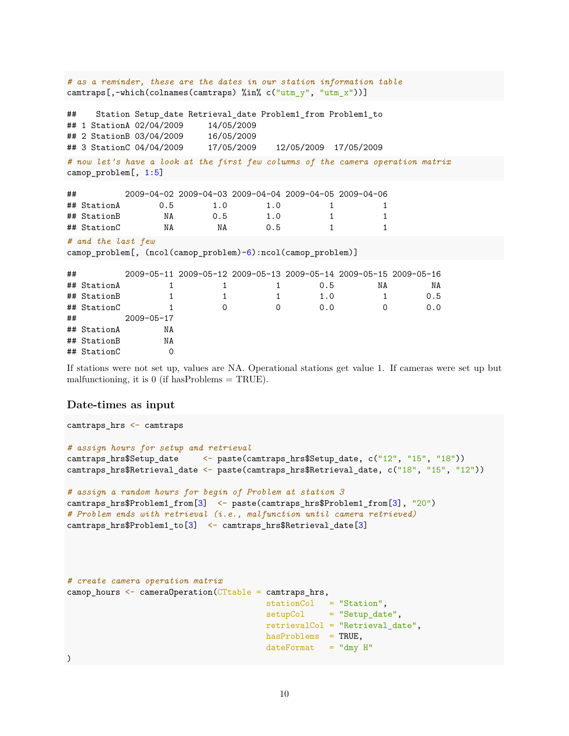```r
# as a reminder, these are the dates in our station information table
camtraps[,-which(colnames(camtraps) %in% c("utm_y", "utm_x"))]
```

```
##    Station Setup_date Retrieval_date Problem1_from Problem1_to
## 1 StationA 02/04/2009     14/05/2009
## 2 StationB 03/04/2009     16/05/2009
## 3 StationC 04/04/2009     17/05/2009    12/05/2009  17/05/2009
```

```r
# now let's have a look at the first few columns of the camera operation matrix
camop_problem[, 1:5]
```

```
##          2009-04-02 2009-04-03 2009-04-04 2009-04-05 2009-04-06
## StationA        0.5        1.0        1.0          1          1
## StationB         NA        0.5        1.0          1          1
## StationC         NA         NA        0.5          1          1
```

```r
# and the last few
camop_problem[, (ncol(camop_problem)-6):ncol(camop_problem)]
```

```
##          2009-05-11 2009-05-12 2009-05-13 2009-05-14 2009-05-15 2009-05-16
## StationA          1          1          1        0.5         NA         NA
## StationB          1          1          1        1.0          1        0.5
## StationC          1          0          0        0.0          0        0.0
##          2009-05-17
## StationA         NA
## StationB         NA
## StationC          0
```

If stations were not set up, values are NA. Operational stations get value 1. If cameras were set up but malfunctioning, it is 0 (if hasProblems = TRUE).

### Date-times as input

```r
camtraps_hrs <- camtraps

# assign hours for setup and retrieval
camtraps_hrs$Setup_date     <- paste(camtraps_hrs$Setup_date, c("12", "15", "18"))
camtraps_hrs$Retrieval_date <- paste(camtraps_hrs$Retrieval_date, c("18", "15", "12"))

# assign a random hours for begin of Problem at station 3
camtraps_hrs$Problem1_from[3]  <- paste(camtraps_hrs$Problem1_from[3], "20")
# Problem ends with retrieval (i.e., malfunction until camera retrieved)
camtraps_hrs$Problem1_to[3]  <- camtraps_hrs$Retrieval_date[3]




# create camera operation matrix
camop_hours <- cameraOperation(CTtable = camtraps_hrs,
                                    stationCol   = "Station",
                                    setupCol     = "Setup_date",
                                    retrievalCol = "Retrieval_date",
                                    hasProblems  = TRUE,
                                    dateFormat   = "dmy H"
)
```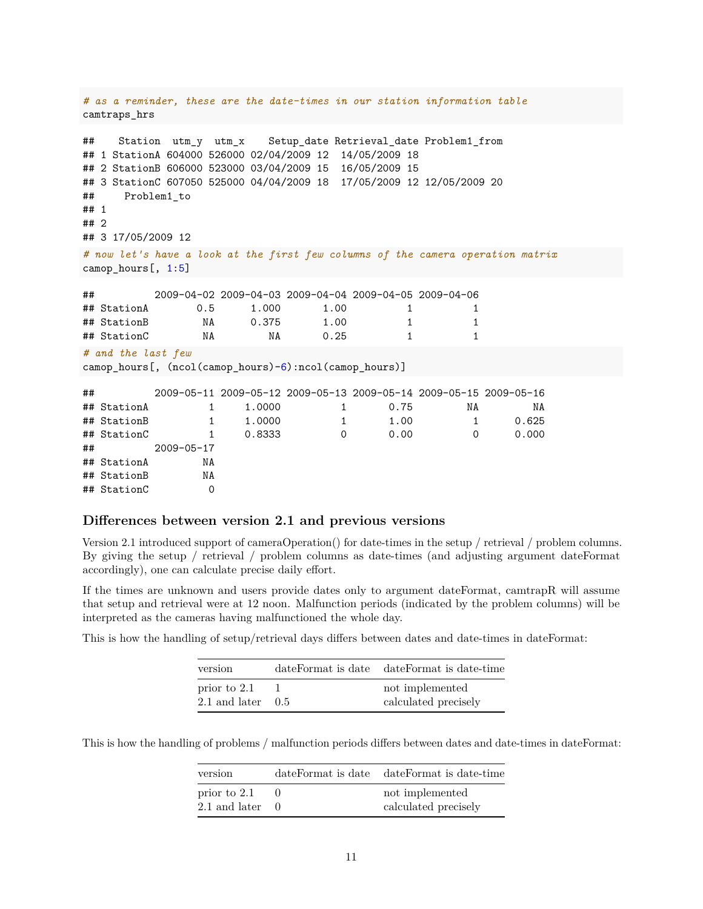```r
# as a reminder, these are the date-times in our station information table
camtraps_hrs
```

```
##    Station  utm_y  utm_x    Setup_date Retrieval_date Problem1_from
## 1 StationA 604000 526000 02/04/2009 12  14/05/2009 18              
## 2 StationB 606000 523000 03/04/2009 15  16/05/2009 15              
## 3 StationC 607050 525000 04/04/2009 18  17/05/2009 12 12/05/2009 20
##     Problem1_to
## 1              
## 2              
## 3 17/05/2009 12
```

```r
# now let's have a look at the first few columns of the camera operation matrix
camop_hours[, 1:5]
```

```
##          2009-04-02 2009-04-03 2009-04-04 2009-04-05 2009-04-06
## StationA        0.5      1.000       1.00          1          1
## StationB         NA      0.375       1.00          1          1
## StationC         NA         NA       0.25          1          1
```

```r
# and the last few
camop_hours[, (ncol(camop_hours)-6):ncol(camop_hours)]
```

```
##          2009-05-11 2009-05-12 2009-05-13 2009-05-14 2009-05-15 2009-05-16
## StationA          1     1.0000          1       0.75         NA         NA
## StationB          1     1.0000          1       1.00          1      0.625
## StationC          1     0.8333          0       0.00          0      0.000
##          2009-05-17
## StationA         NA
## StationB         NA
## StationC          0
```

### Differences between version 2.1 and previous versions

Version 2.1 introduced support of cameraOperation() for date-times in the setup / retrieval / problem columns. By giving the setup / retrieval / problem columns as date-times (and adjusting argument dateFormat accordingly), one can calculate precise daily effort.

If the times are unknown and users provide dates only to argument dateFormat, camtrapR will assume that setup and retrieval were at 12 noon. Malfunction periods (indicated by the problem columns) will be interpreted as the cameras having malfunctioned the whole day.

This is how the handling of setup/retrieval days differs between dates and date-times in dateFormat:

| version | dateFormat is date | dateFormat is date-time |
|---|---|---|
| prior to 2.1 | 1 | not implemented |
| 2.1 and later | 0.5 | calculated precisely |

This is how the handling of problems / malfunction periods differs between dates and date-times in dateFormat:

| version | dateFormat is date | dateFormat is date-time |
|---|---|---|
| prior to 2.1 | 0 | not implemented |
| 2.1 and later | 0 | calculated precisely |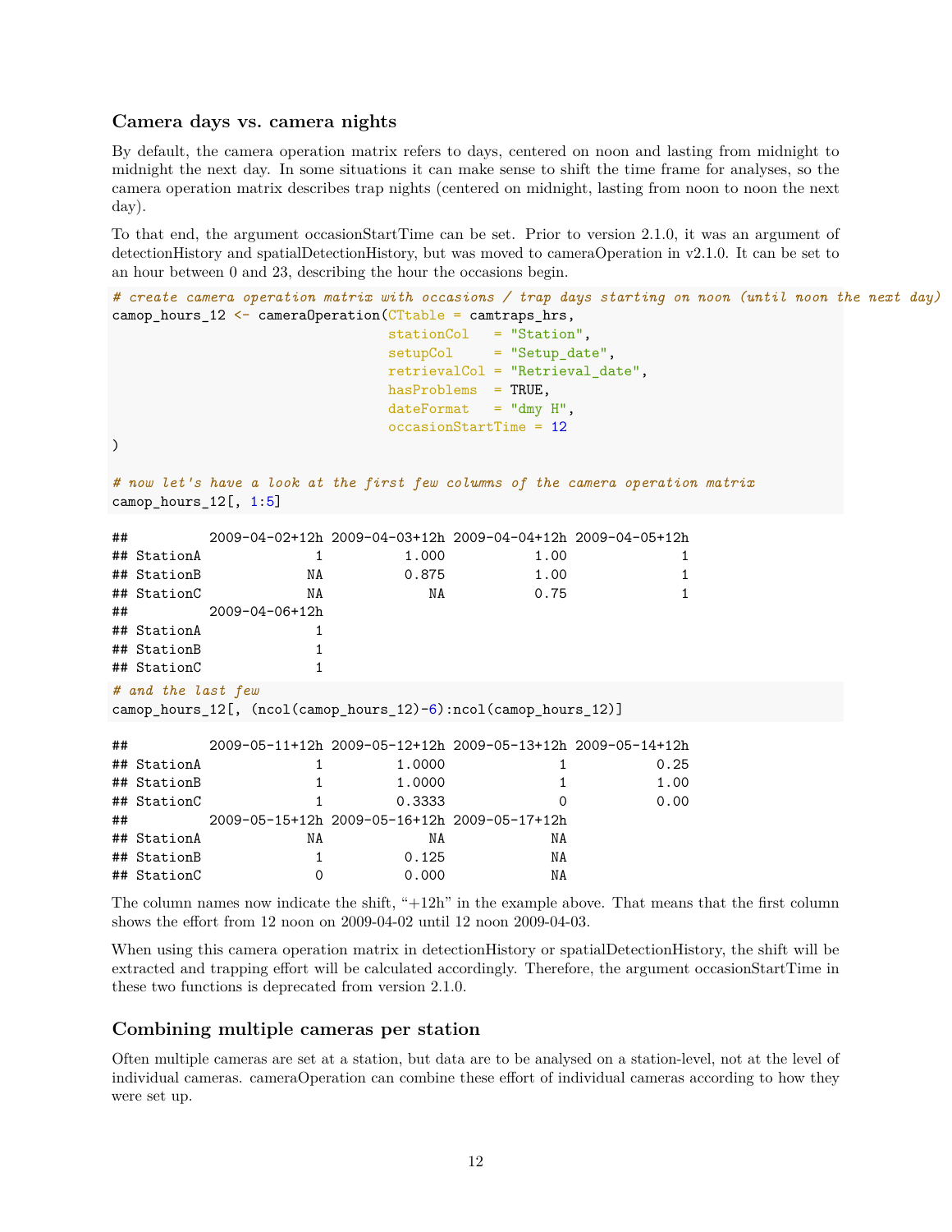### Camera days vs. camera nights

By default, the camera operation matrix refers to days, centered on noon and lasting from midnight to midnight the next day. In some situations it can make sense to shift the time frame for analyses, so the camera operation matrix describes trap nights (centered on midnight, lasting from noon to noon the next day).

To that end, the argument occasionStartTime can be set. Prior to version 2.1.0, it was an argument of detectionHistory and spatialDetectionHistory, but was moved to cameraOperation in v2.1.0. It can be set to an hour between 0 and 23, describing the hour the occasions begin.

```
# create camera operation matrix with occasions / trap days starting on noon (until noon the next day)
camop_hours_12 <- cameraOperation(CTtable = camtraps_hrs,
                                  stationCol   = "Station",
                                  setupCol     = "Setup_date",
                                  retrievalCol = "Retrieval_date",
                                  hasProblems  = TRUE,
                                  dateFormat   = "dmy H",
                                  occasionStartTime = 12
)

# now let's have a look at the first few columns of the camera operation matrix
camop_hours_12[, 1:5]
```

```
##          2009-04-02+12h 2009-04-03+12h 2009-04-04+12h 2009-04-05+12h
## StationA              1          1.000           1.00              1
## StationB             NA          0.875           1.00              1
## StationC             NA             NA           0.75              1
##          2009-04-06+12h
## StationA              1
## StationB              1
## StationC              1
```

```
# and the last few
camop_hours_12[, (ncol(camop_hours_12)-6):ncol(camop_hours_12)]
```

```
##          2009-05-11+12h 2009-05-12+12h 2009-05-13+12h 2009-05-14+12h
## StationA              1         1.0000              1           0.25
## StationB              1         1.0000              1           1.00
## StationC              1         0.3333              0           0.00
##          2009-05-15+12h 2009-05-16+12h 2009-05-17+12h
## StationA             NA             NA             NA
## StationB              1          0.125             NA
## StationC              0          0.000             NA
```

The column names now indicate the shift, "+12h" in the example above. That means that the first column shows the effort from 12 noon on 2009-04-02 until 12 noon 2009-04-03.

When using this camera operation matrix in detectionHistory or spatialDetectionHistory, the shift will be extracted and trapping effort will be calculated accordingly. Therefore, the argument occasionStartTime in these two functions is deprecated from version 2.1.0.

### Combining multiple cameras per station

Often multiple cameras are set at a station, but data are to be analysed on a station-level, not at the level of individual cameras. cameraOperation can combine these effort of individual cameras according to how they were set up.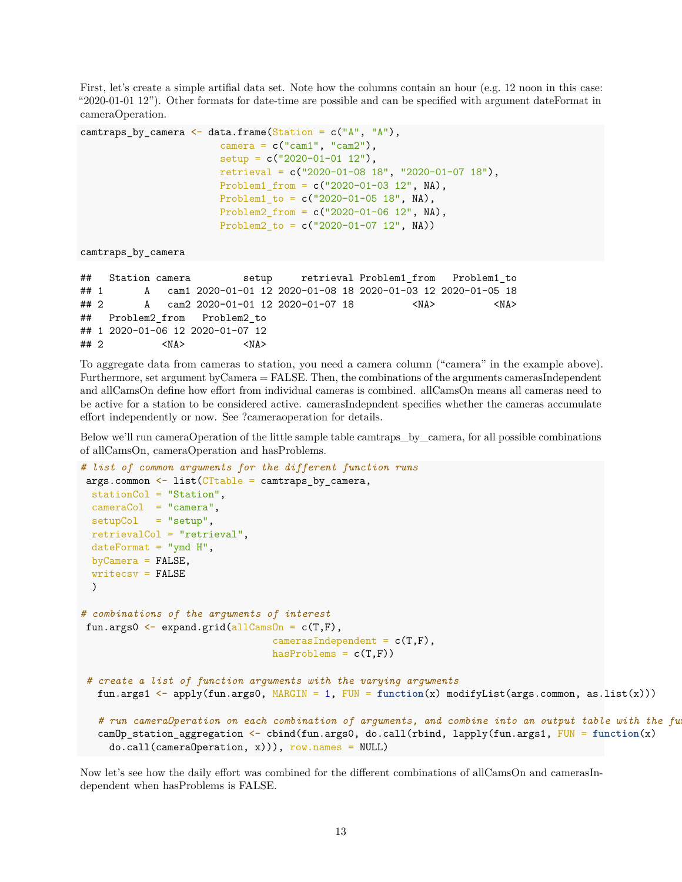First, let's create a simple artifial data set. Note how the columns contain an hour (e.g. 12 noon in this case: "2020-01-01 12"). Other formats for date-time are possible and can be specified with argument dateFormat in cameraOperation.

```
camtraps_by_camera <- data.frame(Station = c("A", "A"),
                        camera = c("cam1", "cam2"),
                        setup = c("2020-01-01 12"),
                        retrieval = c("2020-01-08 18", "2020-01-07 18"),
                        Problem1_from = c("2020-01-03 12", NA),
                        Problem1_to = c("2020-01-05 18", NA),
                        Problem2_from = c("2020-01-06 12", NA),
                        Problem2_to = c("2020-01-07 12", NA))

camtraps_by_camera
```

```
##   Station camera         setup     retrieval Problem1_from   Problem1_to
## 1       A   cam1 2020-01-01 12 2020-01-08 18 2020-01-03 12 2020-01-05 18
## 2       A   cam2 2020-01-01 12 2020-01-07 18          <NA>          <NA>
##   Problem2_from   Problem2_to
## 1 2020-01-06 12 2020-01-07 12
## 2          <NA>          <NA>
```

To aggregate data from cameras to station, you need a camera column ("camera" in the example above). Furthermore, set argument byCamera = FALSE. Then, the combinations of the arguments camerasIndependent and allCamsOn define how effort from individual cameras is combined. allCamsOn means all cameras need to be active for a station to be considered active. camerasIndepndent specifies whether the cameras accumulate effort independently or now. See ?cameraoperation for details.

Below we'll run cameraOperation of the little sample table camtraps_by_camera, for all possible combinations of allCamsOn, cameraOperation and hasProblems.

```
# list of common arguments for the different function runs
 args.common <- list(CTtable = camtraps_by_camera,
  stationCol = "Station",
  cameraCol  = "camera",
  setupCol   = "setup",
  retrievalCol = "retrieval",
  dateFormat = "ymd H",
  byCamera = FALSE,
  writecsv = FALSE
  )

# combinations of the arguments of interest
 fun.args0 <- expand.grid(allCamsOn = c(T,F),
                                camerasIndependent = c(T,F),
                                hasProblems = c(T,F))

 # create a list of function arguments with the varying arguments
   fun.args1 <- apply(fun.args0, MARGIN = 1, FUN = function(x) modifyList(args.common, as.list(x)))

   # run cameraOperation on each combination of arguments, and combine into an output table with the fu
   camOp_station_aggregation <- cbind(fun.args0, do.call(rbind, lapply(fun.args1, FUN = function(x)
     do.call(cameraOperation, x))), row.names = NULL)
```

Now let's see how the daily effort was combined for the different combinations of allCamsOn and camerasIndependent when hasProblems is FALSE.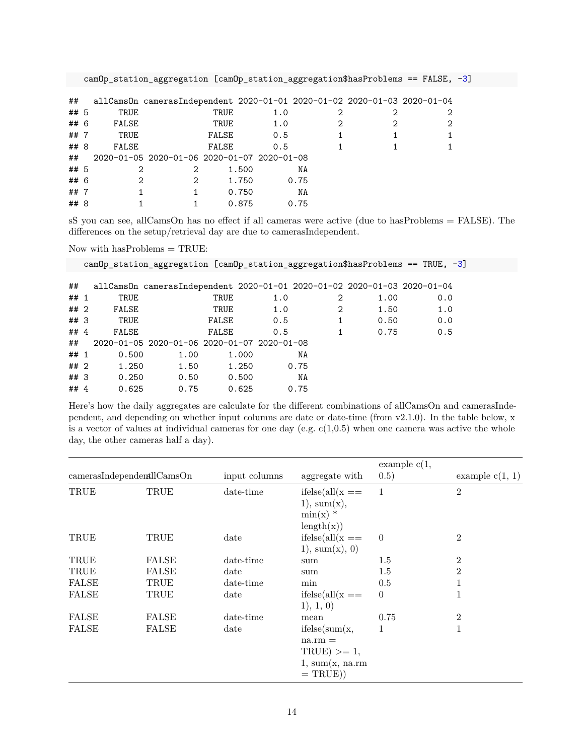```
camOp_station_aggregation [camOp_station_aggregation$hasProblems == FALSE, -3]
```

```
##   allCamsOn camerasIndependent 2020-01-01 2020-01-02 2020-01-03 2020-01-04
## 5      TRUE               TRUE        1.0          2          2          2
## 6     FALSE               TRUE        1.0          2          2          2
## 7      TRUE              FALSE        0.5          1          1          1
## 8     FALSE              FALSE        0.5          1          1          1
##   2020-01-05 2020-01-06 2020-01-07 2020-01-08
## 5          2          2      1.500         NA
## 6          2          2      1.750       0.75
## 7          1          1      0.750         NA
## 8          1          1      0.875       0.75
```

sS you can see, allCamsOn has no effect if all cameras were active (due to hasProblems = FALSE). The differences on the setup/retrieval day are due to camerasIndependent.

Now with hasProblems = TRUE:

```
camOp_station_aggregation [camOp_station_aggregation$hasProblems == TRUE, -3]
```

```
##   allCamsOn camerasIndependent 2020-01-01 2020-01-02 2020-01-03 2020-01-04
## 1      TRUE               TRUE        1.0          2       1.00        0.0
## 2     FALSE               TRUE        1.0          2       1.50        1.0
## 3      TRUE              FALSE        0.5          1       0.50        0.0
## 4     FALSE              FALSE        0.5          1       0.75        0.5
##   2020-01-05 2020-01-06 2020-01-07 2020-01-08
## 1      0.500       1.00      1.000         NA
## 2      1.250       1.50      1.250       0.75
## 3      0.250       0.50      0.500         NA
## 4      0.625       0.75      0.625       0.75
```

Here's how the daily aggregates are calculate for the different combinations of allCamsOn and camerasIndependent, and depending on whether input columns are date or date-time (from v2.1.0). In the table below, x is a vector of values at individual cameras for one day (e.g. c(1,0.5) when one camera was active the whole day, the other cameras half a day).

| camerasIndependent | allCamsOn | input columns | aggregate with | example c(1, 0.5) | example c(1, 1) |
|---|---|---|---|---|---|
| TRUE | TRUE | date-time | ifelse(all(x == 1), sum(x), min(x) * length(x)) | 1 | 2 |
| TRUE | TRUE | date | ifelse(all(x == 1), sum(x), 0) | 0 | 2 |
| TRUE | FALSE | date-time | sum | 1.5 | 2 |
| TRUE | FALSE | date | sum | 1.5 | 2 |
| FALSE | TRUE | date-time | min | 0.5 | 1 |
| FALSE | TRUE | date | ifelse(all(x == 1), 1, 0) | 0 | 1 |
| FALSE | FALSE | date-time | mean | 0.75 | 2 |
| FALSE | FALSE | date | ifelse(sum(x, na.rm = TRUE) >= 1, 1, sum(x, na.rm = TRUE)) | 1 | 1 |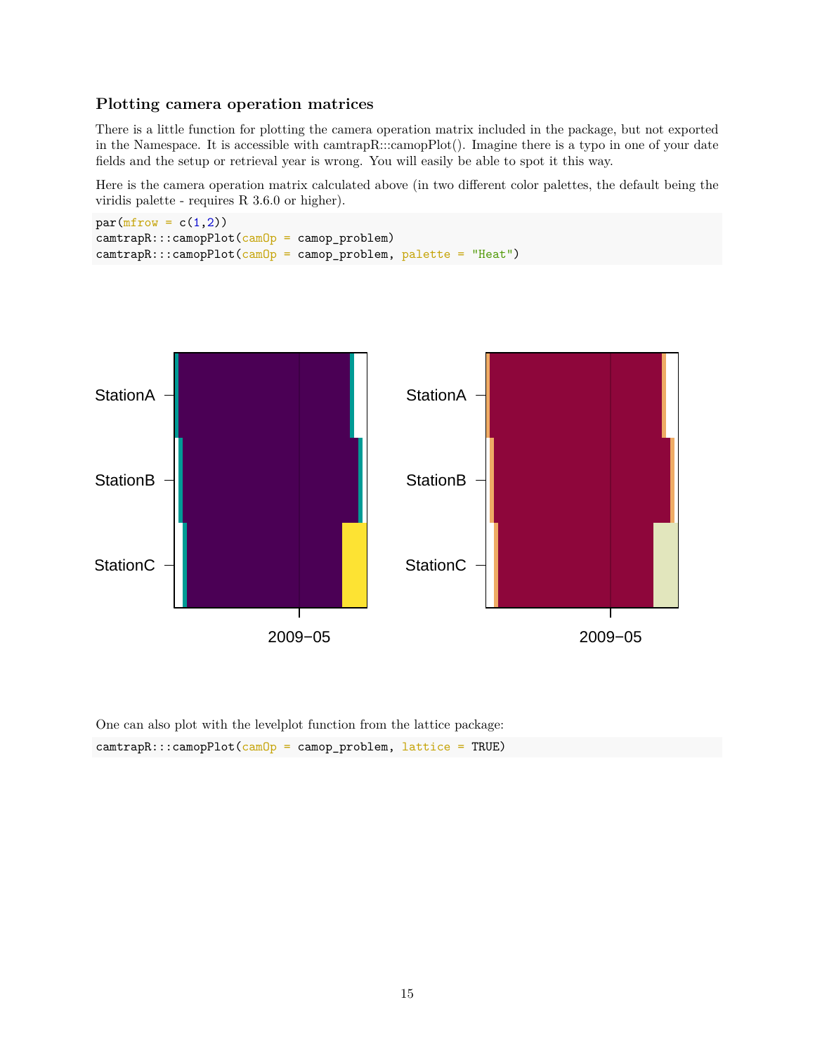### Plotting camera operation matrices

There is a little function for plotting the camera operation matrix included in the package, but not exported in the Namespace. It is accessible with camtrapR:::camopPlot(). Imagine there is a typo in one of your date fields and the setup or retrieval year is wrong. You will easily be able to spot it this way.

Here is the camera operation matrix calculated above (in two different color palettes, the default being the viridis palette - requires R 3.6.0 or higher).

```
par(mfrow = c(1,2))
camtrapR:::camopPlot(camOp = camop_problem)
camtrapR:::camopPlot(camOp = camop_problem, palette = "Heat")
```

One can also plot with the levelplot function from the lattice package:

```
camtrapR:::camopPlot(camOp = camop_problem, lattice = TRUE)
```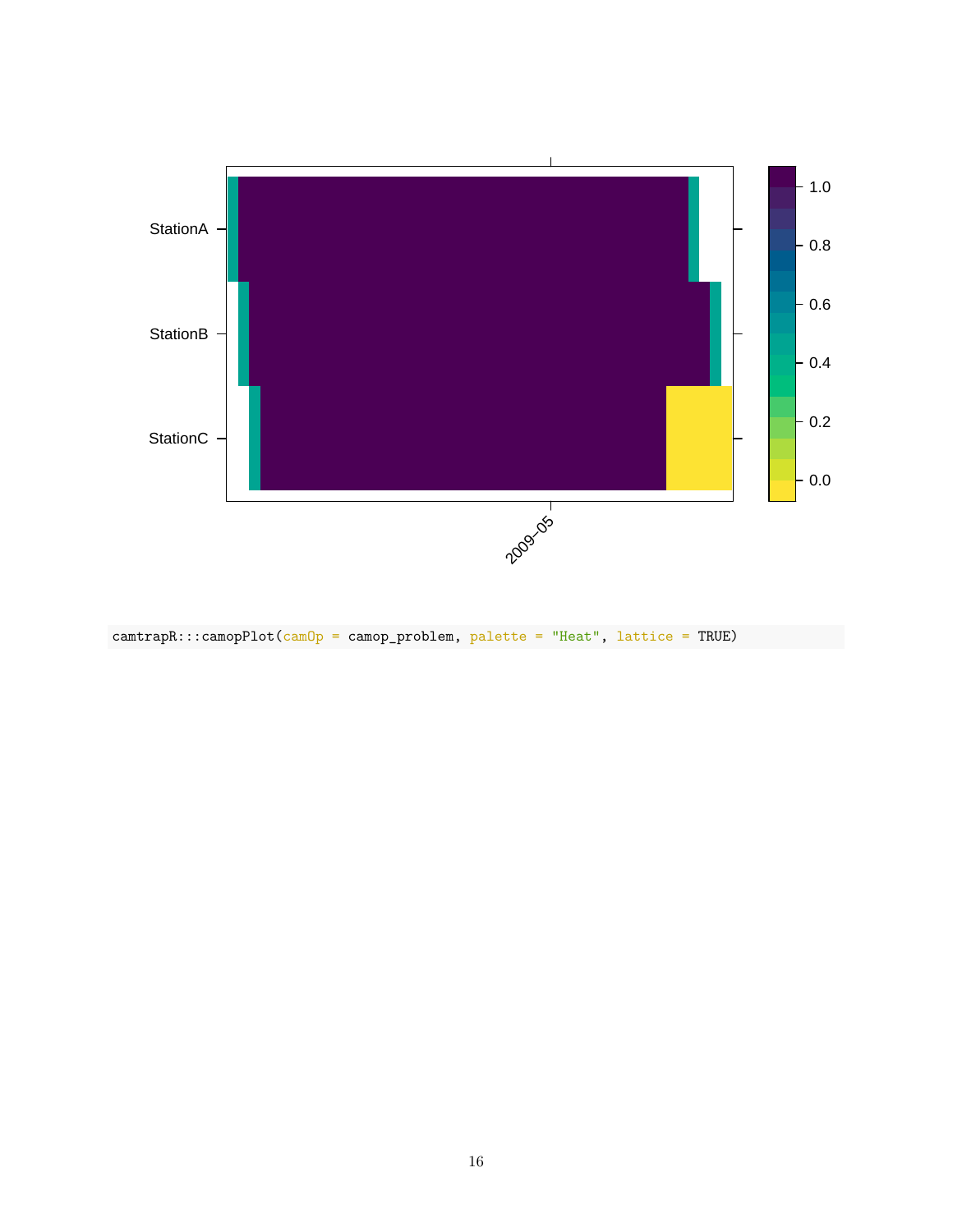```
camtrapR:::camopPlot(camOp = camop_problem, palette = "Heat", lattice = TRUE)
```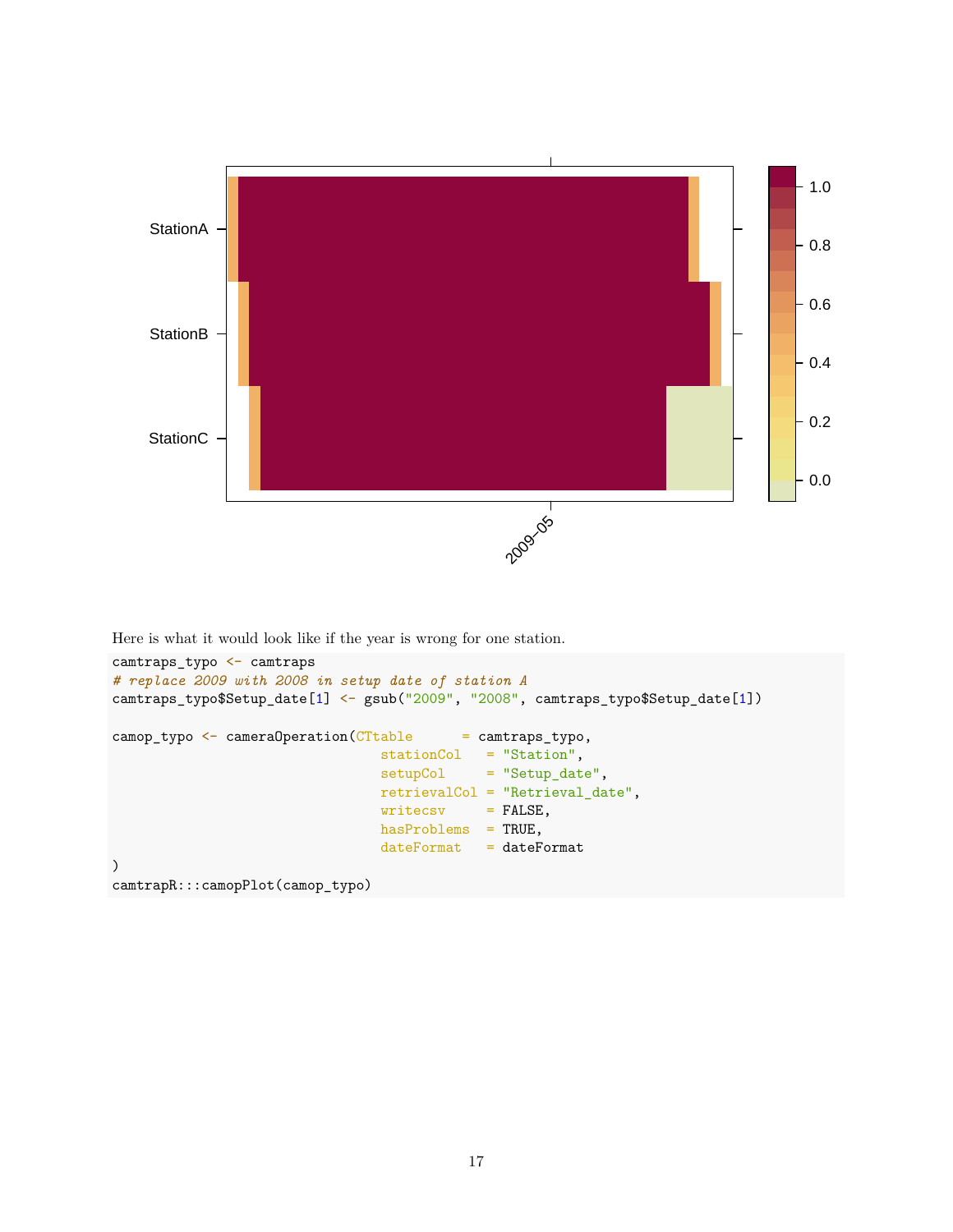Here is what it would look like if the year is wrong for one station.

```
camtraps_typo <- camtraps
# replace 2009 with 2008 in setup date of station A
camtraps_typo$Setup_date[1] <- gsub("2009", "2008", camtraps_typo$Setup_date[1])

camop_typo <- cameraOperation(CTtable      = camtraps_typo,
                              stationCol   = "Station",
                              setupCol     = "Setup_date",
                              retrievalCol = "Retrieval_date",
                              writecsv     = FALSE,
                              hasProblems  = TRUE,
                              dateFormat   = dateFormat
)
camtrapR:::camopPlot(camop_typo)
```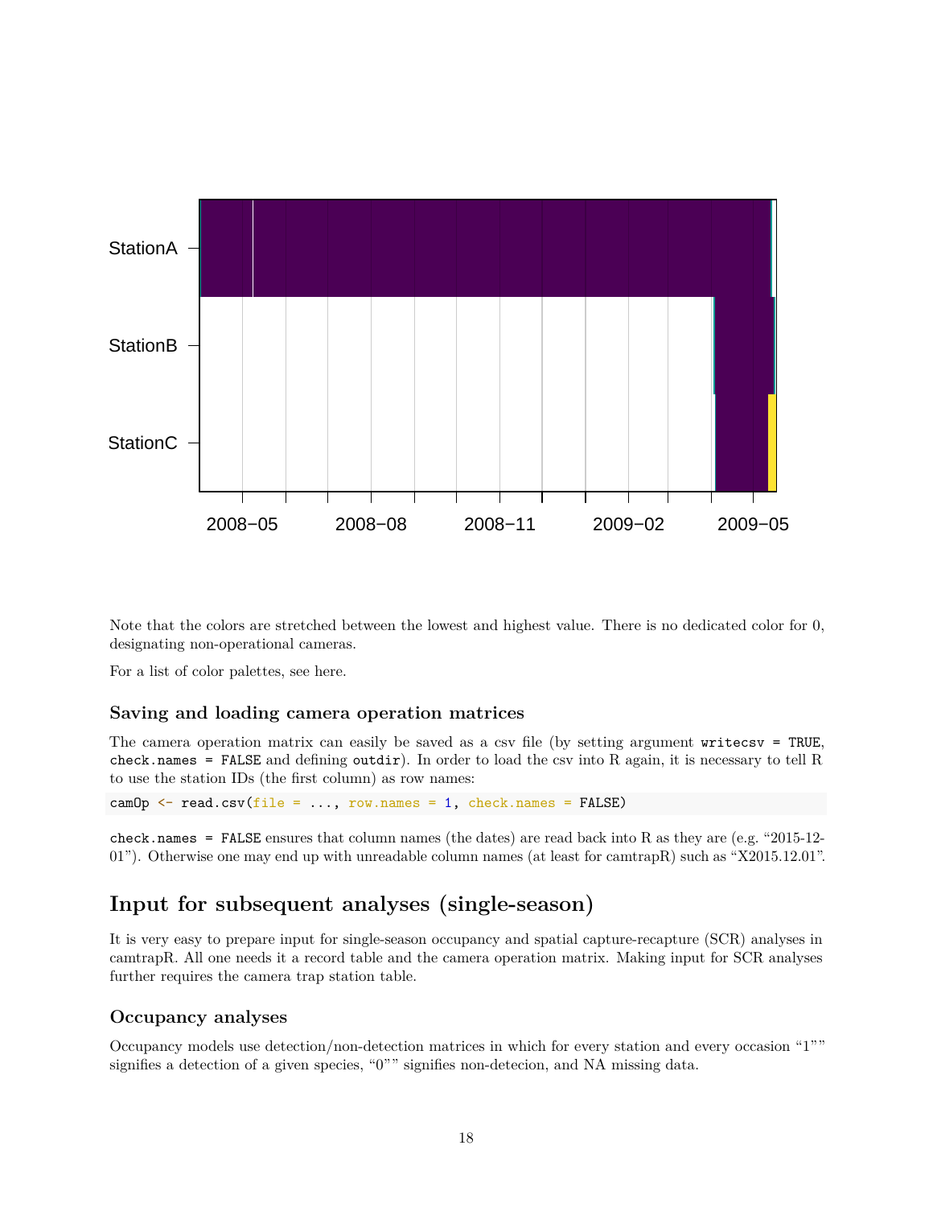Note that the colors are stretched between the lowest and highest value. There is no dedicated color for 0, designating non-operational cameras.

For a list of color palettes, see here.

### Saving and loading camera operation matrices

The camera operation matrix can easily be saved as a csv file (by setting argument `writecsv = TRUE`, `check.names = FALSE` and defining `outdir`). In order to load the csv into R again, it is necessary to tell R to use the station IDs (the first column) as row names:

```
camOp <- read.csv(file = ..., row.names = 1, check.names = FALSE)
```

`check.names = FALSE` ensures that column names (the dates) are read back into R as they are (e.g. "2015-12-01"). Otherwise one may end up with unreadable column names (at least for camtrapR) such as "X2015.12.01".

## Input for subsequent analyses (single-season)

It is very easy to prepare input for single-season occupancy and spatial capture-recapture (SCR) analyses in camtrapR. All one needs it a record table and the camera operation matrix. Making input for SCR analyses further requires the camera trap station table.

### Occupancy analyses

Occupancy models use detection/non-detection matrices in which for every station and every occasion "1"" signifies a detection of a given species, "0"" signifies non-detecion, and NA missing data.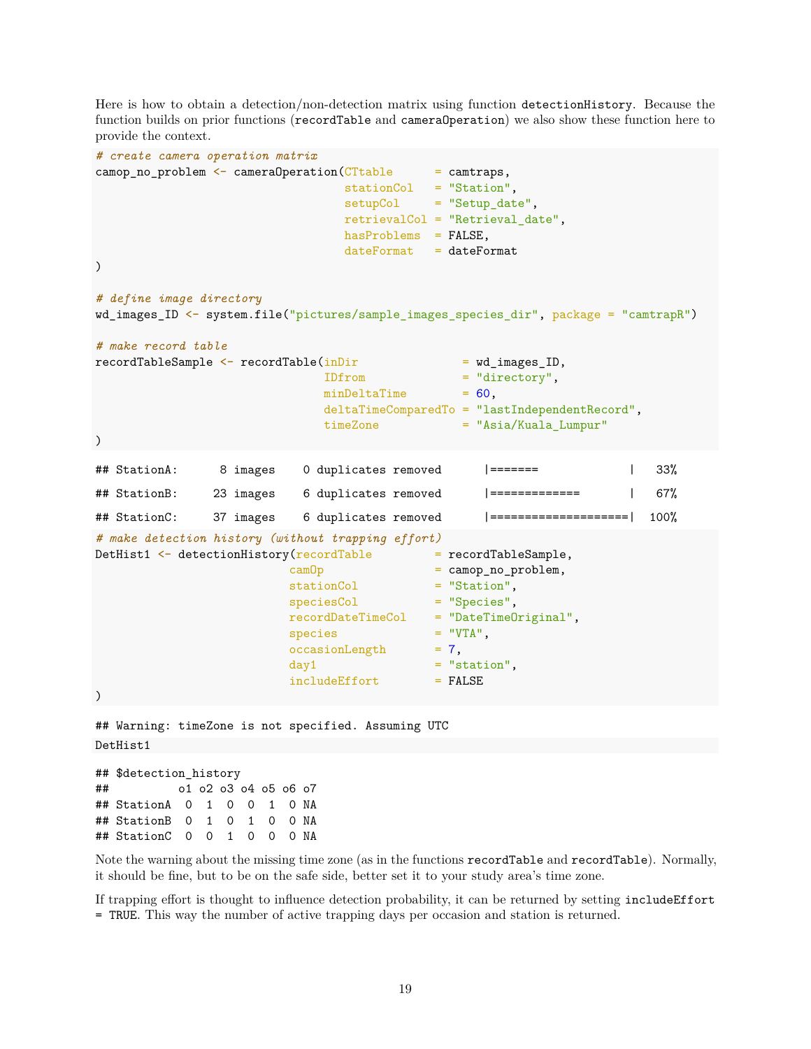Here is how to obtain a detection/non-detection matrix using function `detectionHistory`. Because the function builds on prior functions (`recordTable` and `cameraOperation`) we also show these function here to provide the context.

```
# create camera operation matrix
camop_no_problem <- cameraOperation(CTtable      = camtraps,
                                    stationCol   = "Station",
                                    setupCol     = "Setup_date",
                                    retrievalCol = "Retrieval_date",
                                    hasProblems  = FALSE,
                                    dateFormat   = dateFormat
)

# define image directory
wd_images_ID <- system.file("pictures/sample_images_species_dir", package = "camtrapR")

# make record table
recordTableSample <- recordTable(inDir               = wd_images_ID,
                                 IDfrom              = "directory",
                                 minDeltaTime        = 60,
                                 deltaTimeComparedTo = "lastIndependentRecord",
                                 timeZone            = "Asia/Kuala_Lumpur"
)
```

```
## StationA:      8 images    0 duplicates removed      |=======             |   33%
## StationB:     23 images    6 duplicates removed      |=============       |   67%
## StationC:     37 images    6 duplicates removed      |====================|  100%
```

```
# make detection history (without trapping effort)
DetHist1 <- detectionHistory(recordTable         = recordTableSample,
                             camOp               = camop_no_problem,
                             stationCol          = "Station",
                             speciesCol          = "Species",
                             recordDateTimeCol   = "DateTimeOriginal",
                             species             = "VTA",
                             occasionLength      = 7,
                             day1                = "station",
                             includeEffort       = FALSE
)
```

```
## Warning: timeZone is not specified. Assuming UTC
```

```
DetHist1
```

```
## $detection_history
##          o1 o2 o3 o4 o5 o6 o7
## StationA  0  1  0  0  1  0 NA
## StationB  0  1  0  1  0  0 NA
## StationC  0  0  1  0  0  0 NA
```

Note the warning about the missing time zone (as in the functions `recordTable` and `recordTable`). Normally, it should be fine, but to be on the safe side, better set it to your study area's time zone.

If trapping effort is thought to influence detection probability, it can be returned by setting `includeEffort = TRUE`. This way the number of active trapping days per occasion and station is returned.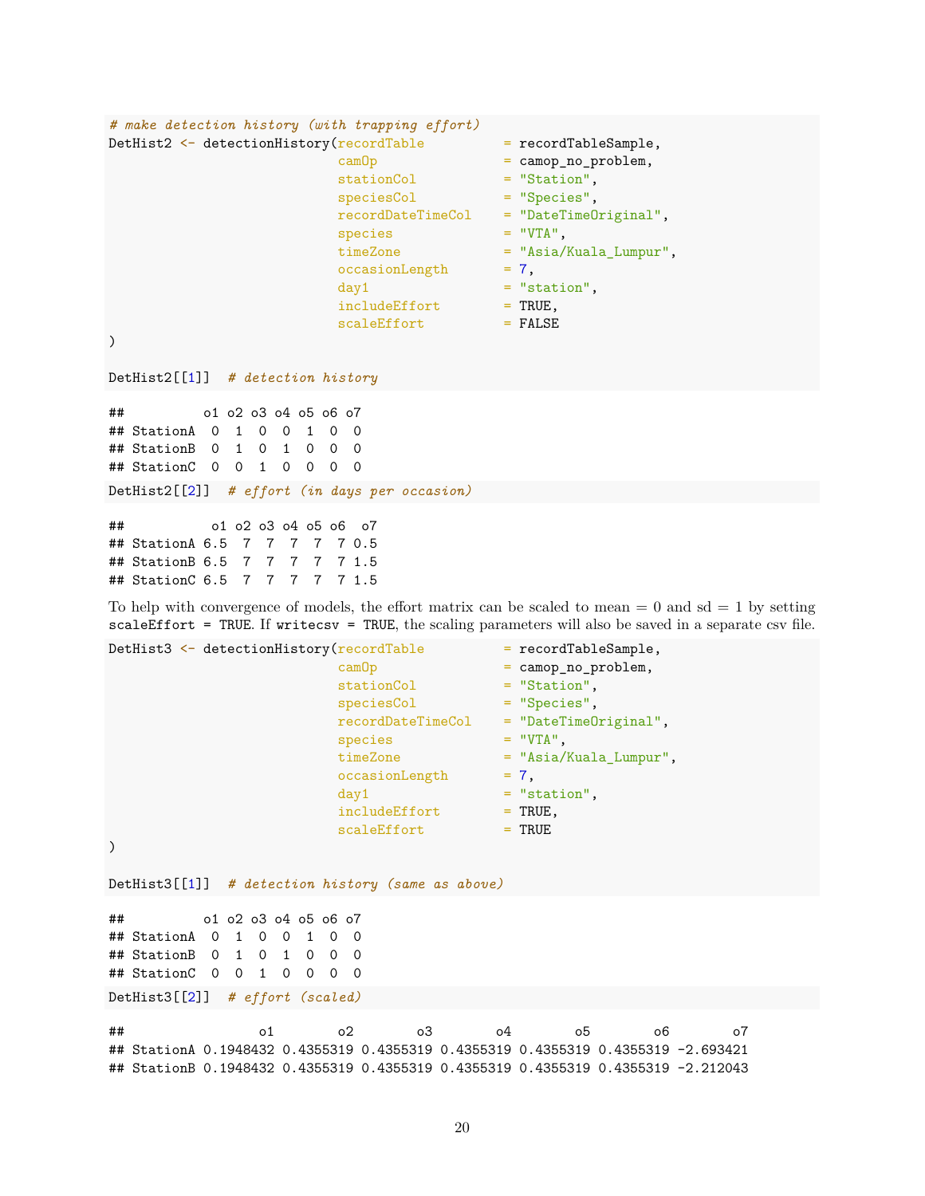```r
# make detection history (with trapping effort)
DetHist2 <- detectionHistory(recordTable          = recordTableSample,
                             camOp                = camop_no_problem,
                             stationCol           = "Station",
                             speciesCol           = "Species",
                             recordDateTimeCol    = "DateTimeOriginal",
                             species              = "VTA",
                             timeZone             = "Asia/Kuala_Lumpur",
                             occasionLength       = 7,
                             day1                 = "station",
                             includeEffort        = TRUE,
                             scaleEffort          = FALSE
)

DetHist2[[1]]  # detection history
```

```
##          o1 o2 o3 o4 o5 o6 o7
## StationA  0  1  0  0  1  0  0
## StationB  0  1  0  1  0  0  0
## StationC  0  0  1  0  0  0  0
```

```r
DetHist2[[2]]  # effort (in days per occasion)
```

```
##           o1 o2 o3 o4 o5 o6  o7
## StationA 6.5  7  7  7  7  7 0.5
## StationB 6.5  7  7  7  7  7 1.5
## StationC 6.5  7  7  7  7  7 1.5
```

To help with convergence of models, the effort matrix can be scaled to mean = 0 and sd = 1 by setting `scaleEffort = TRUE`. If `writecsv = TRUE`, the scaling parameters will also be saved in a separate csv file.

```r
DetHist3 <- detectionHistory(recordTable          = recordTableSample,
                             camOp                = camop_no_problem,
                             stationCol           = "Station",
                             speciesCol           = "Species",
                             recordDateTimeCol    = "DateTimeOriginal",
                             species              = "VTA",
                             timeZone             = "Asia/Kuala_Lumpur",
                             occasionLength       = 7,
                             day1                 = "station",
                             includeEffort        = TRUE,
                             scaleEffort          = TRUE
)

DetHist3[[1]]  # detection history (same as above)
```

```
##          o1 o2 o3 o4 o5 o6 o7
## StationA  0  1  0  0  1  0  0
## StationB  0  1  0  1  0  0  0
## StationC  0  0  1  0  0  0  0
```

```r
DetHist3[[2]]  # effort (scaled)
```

```
##                 o1        o2        o3        o4        o5        o6        o7
## StationA 0.1948432 0.4355319 0.4355319 0.4355319 0.4355319 0.4355319 -2.693421
## StationB 0.1948432 0.4355319 0.4355319 0.4355319 0.4355319 0.4355319 -2.212043
```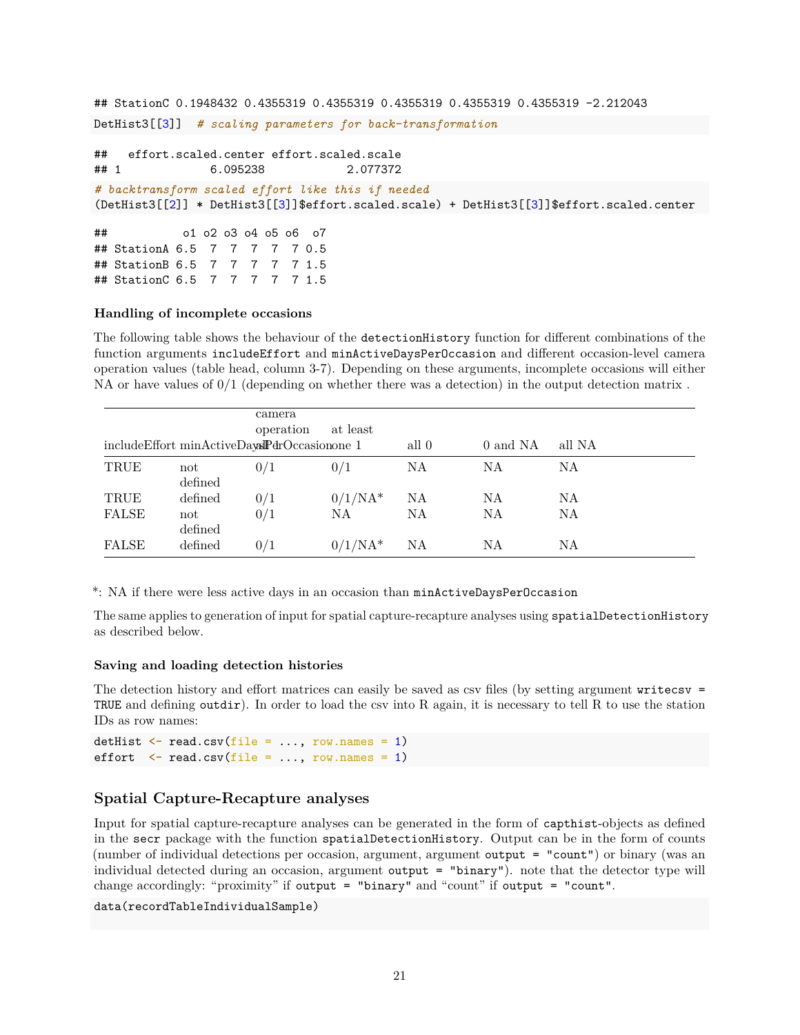```
## StationC 0.1948432 0.4355319 0.4355319 0.4355319 0.4355319 0.4355319 -2.212043
```

```
DetHist3[[3]]  # scaling parameters for back-transformation
```

```
##   effort.scaled.center effort.scaled.scale
## 1             6.095238            2.077372
```

```
# backtransform scaled effort like this if needed
(DetHist3[[2]] * DetHist3[[3]]$effort.scaled.scale) + DetHist3[[3]]$effort.scaled.center
```

```
##           o1 o2 o3 o4 o5 o6  o7
## StationA 6.5  7  7  7  7  7 0.5
## StationB 6.5  7  7  7  7  7 1.5
## StationC 6.5  7  7  7  7  7 1.5
```

#### Handling of incomplete occasions

The following table shows the behaviour of the `detectionHistory` function for different combinations of the function arguments `includeEffort` and `minActiveDaysPerOccasion` and different occasion-level camera operation values (table head, column 3-7). Depending on these arguments, incomplete occasions will either NA or have values of 0/1 (depending on whether there was a detection) in the output detection matrix .

| includeEffort | minActiveDaysPerOccasion | camera operation all 1 | at least one 1 | all 0 | 0 and NA | all NA |
|---|---|---|---|---|---|---|
| TRUE | not defined | 0/1 | 0/1 | NA | NA | NA |
| TRUE | defined | 0/1 | 0/1/NA* | NA | NA | NA |
| FALSE | not defined | 0/1 | NA | NA | NA | NA |
| FALSE | defined | 0/1 | 0/1/NA* | NA | NA | NA |

*: NA if there were less active days in an occasion than `minActiveDaysPerOccasion`

The same applies to generation of input for spatial capture-recapture analyses using `spatialDetectionHistory` as described below.

#### Saving and loading detection histories

The detection history and effort matrices can easily be saved as csv files (by setting argument `writecsv = TRUE` and defining `outdir`). In order to load the csv into R again, it is necessary to tell R to use the station IDs as row names:

```
detHist <- read.csv(file = ..., row.names = 1)
effort  <- read.csv(file = ..., row.names = 1)
```

### Spatial Capture-Recapture analyses

Input for spatial capture-recapture analyses can be generated in the form of `capthist`-objects as defined in the `secr` package with the function `spatialDetectionHistory`. Output can be in the form of counts (number of individual detections per occasion, argument, argument `output = "count"`) or binary (was an individual detected during an occasion, argument `output = "binary"`). note that the detector type will change accordingly: "proximity" if `output = "binary"` and "count" if `output = "count"`.

```
data(recordTableIndividualSample)
```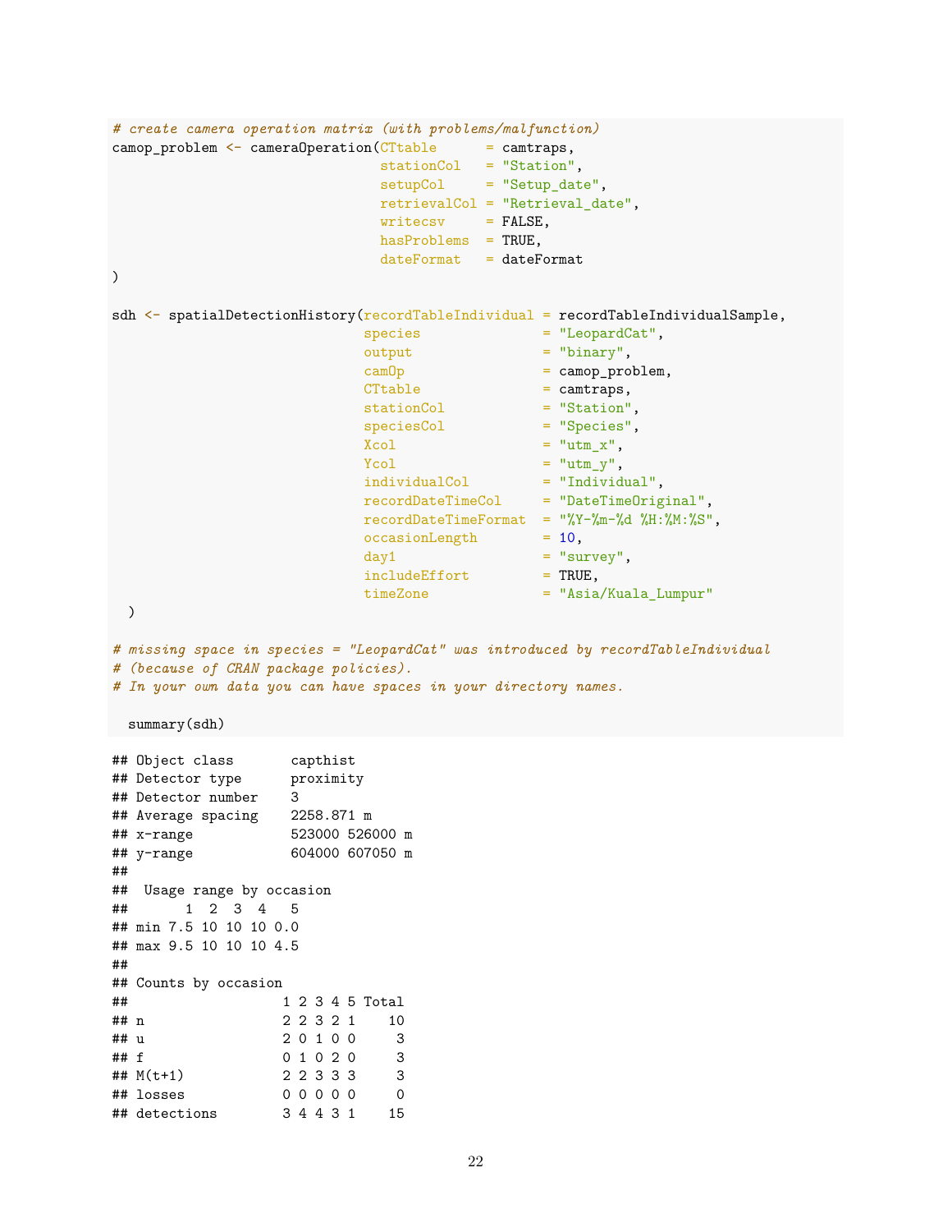```r
# create camera operation matrix (with problems/malfunction)
camop_problem <- cameraOperation(CTtable      = camtraps,
                                 stationCol   = "Station",
                                 setupCol     = "Setup_date",
                                 retrievalCol = "Retrieval_date",
                                 writecsv     = FALSE,
                                 hasProblems  = TRUE,
                                 dateFormat   = dateFormat
)

sdh <- spatialDetectionHistory(recordTableIndividual = recordTableIndividualSample,
                               species               = "LeopardCat",
                               output                = "binary",
                               camOp                 = camop_problem,
                               CTtable               = camtraps,
                               stationCol            = "Station",
                               speciesCol            = "Species",
                               Xcol                  = "utm_x",
                               Ycol                  = "utm_y",
                               individualCol         = "Individual",
                               recordDateTimeCol     = "DateTimeOriginal",
                               recordDateTimeFormat  = "%Y-%m-%d %H:%M:%S",
                               occasionLength        = 10,
                               day1                  = "survey",
                               includeEffort         = TRUE,
                               timeZone              = "Asia/Kuala_Lumpur"
  )

# missing space in species = "LeopardCat" was introduced by recordTableIndividual
# (because of CRAN package policies).
# In your own data you can have spaces in your directory names.

  summary(sdh)
```

```
## Object class       capthist
## Detector type      proximity
## Detector number    3
## Average spacing    2258.871 m
## x-range            523000 526000 m
## y-range            604000 607050 m
##
##  Usage range by occasion
##       1  2  3  4   5
## min 7.5 10 10 10 0.0
## max 9.5 10 10 10 4.5
##
## Counts by occasion
##                   1 2 3 4 5 Total
## n                 2 2 3 2 1    10
## u                 2 0 1 0 0     3
## f                 0 1 0 2 0     3
## M(t+1)            2 2 3 3 3     3
## losses            0 0 0 0 0     0
## detections        3 4 4 3 1    15
```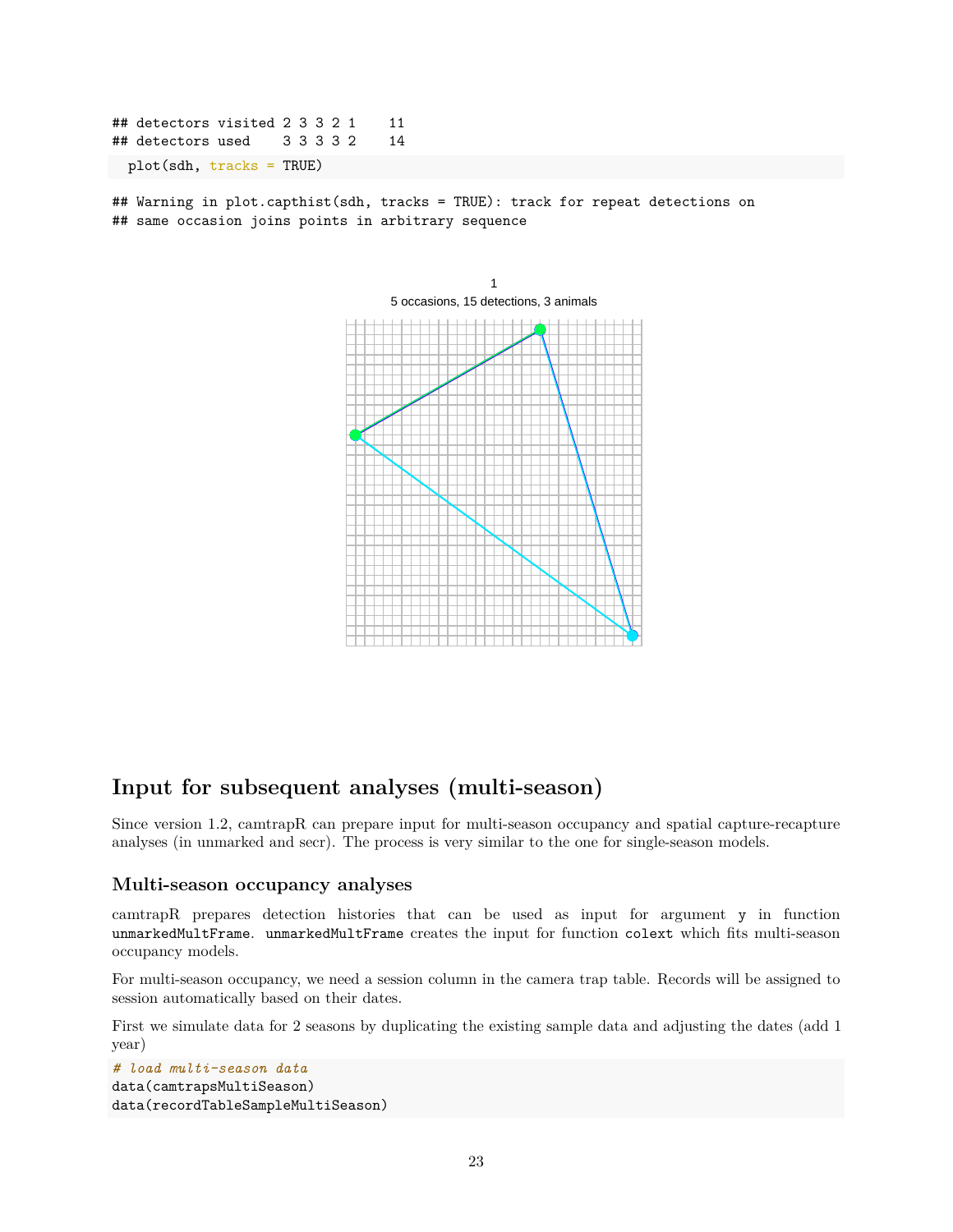```
## detectors visited 2 3 3 2 1    11
## detectors used    3 3 3 3 2    14
```

```
plot(sdh, tracks = TRUE)
```

```
## Warning in plot.capthist(sdh, tracks = TRUE): track for repeat detections on
## same occasion joins points in arbitrary sequence
```

1
5 occasions, 15 detections, 3 animals

## Input for subsequent analyses (multi-season)

Since version 1.2, camtrapR can prepare input for multi-season occupancy and spatial capture-recapture analyses (in unmarked and secr). The process is very similar to the one for single-season models.

### Multi-season occupancy analyses

camtrapR prepares detection histories that can be used as input for argument `y` in function `unmarkedMultFrame`. `unmarkedMultFrame` creates the input for function `colext` which fits multi-season occupancy models.

For multi-season occupancy, we need a session column in the camera trap table. Records will be assigned to session automatically based on their dates.

First we simulate data for 2 seasons by duplicating the existing sample data and adjusting the dates (add 1 year)

```
# load multi-season data
data(camtrapsMultiSeason)
data(recordTableSampleMultiSeason)
```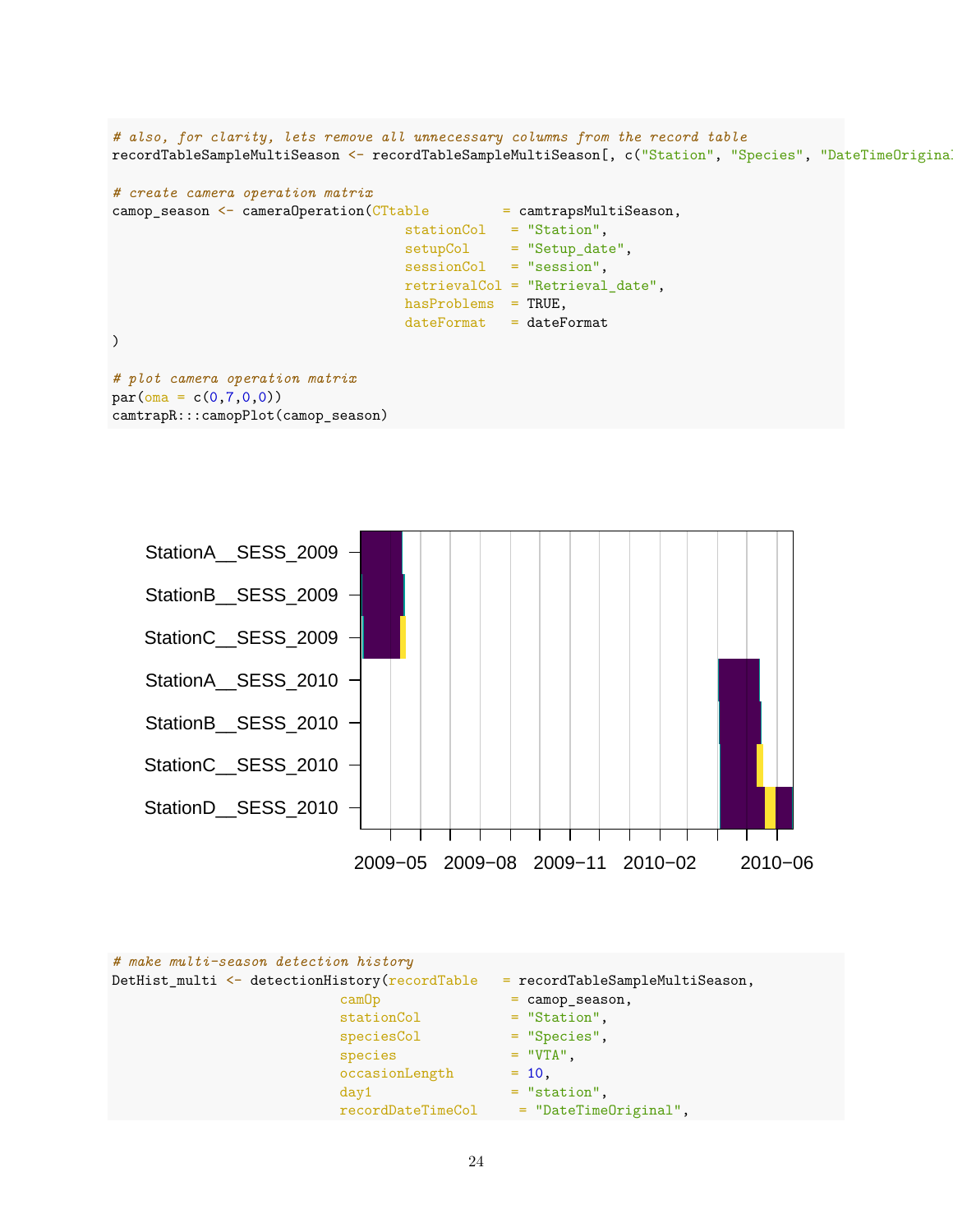```
# also, for clarity, lets remove all unnecessary columns from the record table
recordTableSampleMultiSeason <- recordTableSampleMultiSeason[, c("Station", "Species", "DateTimeOriginal

# create camera operation matrix
camop_season <- cameraOperation(CTtable         = camtrapsMultiSeason,
                                stationCol    = "Station",
                                setupCol      = "Setup_date",
                                sessionCol    = "session",
                                retrievalCol  = "Retrieval_date",
                                hasProblems   = TRUE,
                                dateFormat    = dateFormat
)

# plot camera operation matrix
par(oma = c(0,7,0,0))
camtrapR:::camopPlot(camop_season)
```

```
# make multi-season detection history
DetHist_multi <- detectionHistory(recordTable   = recordTableSampleMultiSeason,
                          camOp                = camop_season,
                          stationCol           = "Station",
                          speciesCol           = "Species",
                          species              = "VTA",
                          occasionLength       = 10,
                          day1                 = "station",
                          recordDateTimeCol     = "DateTimeOriginal",
```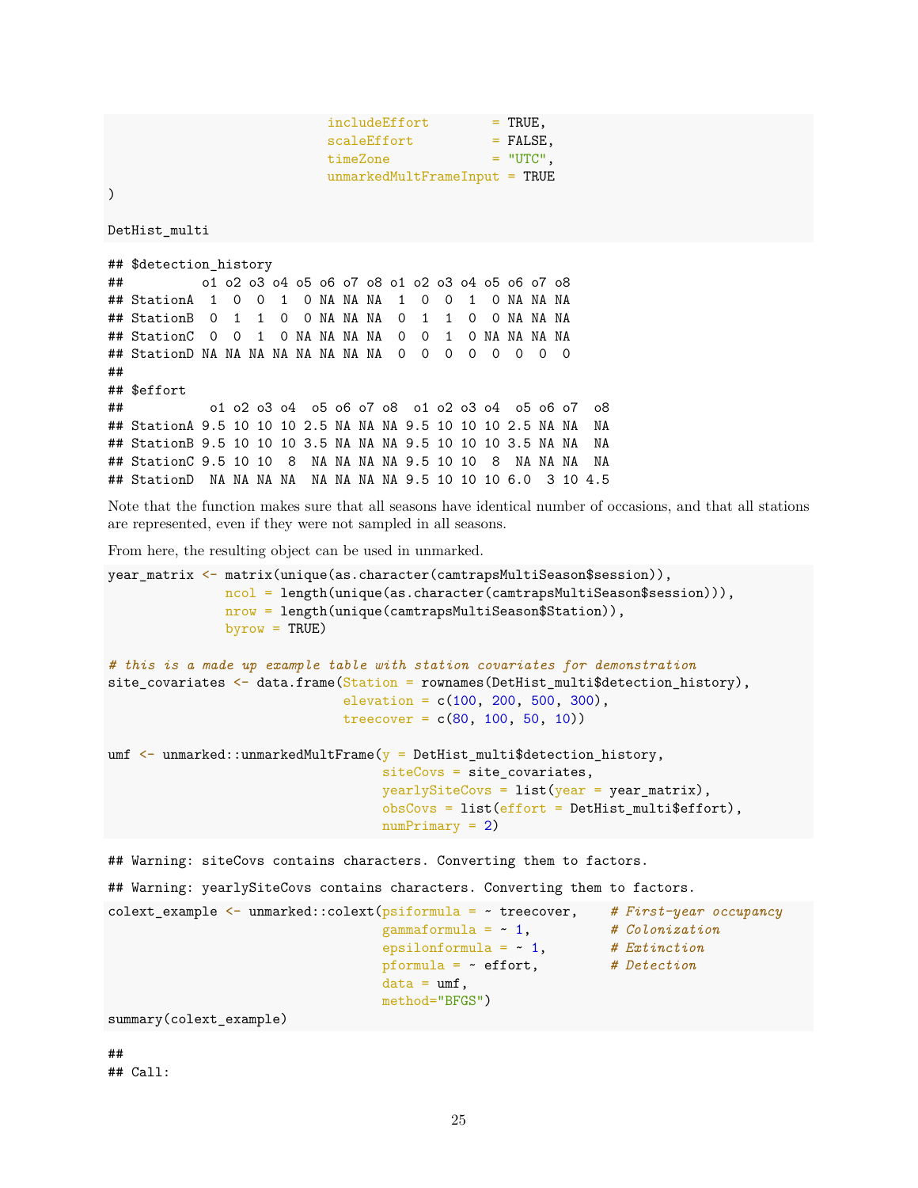```
                            includeEffort        = TRUE,
                            scaleEffort          = FALSE,
                            timeZone             = "UTC",
                            unmarkedMultFrameInput = TRUE
)

DetHist_multi
```

```
## $detection_history
##          o1 o2 o3 o4 o5 o6 o7 o8 o1 o2 o3 o4 o5 o6 o7 o8
## StationA  1  0  0  1  0 NA NA NA  1  0  0  1  0 NA NA NA
## StationB  0  1  1  0  0 NA NA NA  0  1  1  0  0 NA NA NA
## StationC  0  0  1  0 NA NA NA NA  0  0  1  0 NA NA NA NA
## StationD NA NA NA NA NA NA NA NA  0  0  0  0  0  0  0  0
##
## $effort
##           o1 o2 o3 o4  o5 o6 o7 o8  o1 o2 o3 o4  o5 o6 o7  o8
## StationA 9.5 10 10 10 2.5 NA NA NA 9.5 10 10 10 2.5 NA NA  NA
## StationB 9.5 10 10 10 3.5 NA NA NA 9.5 10 10 10 3.5 NA NA  NA
## StationC 9.5 10 10  8  NA NA NA NA 9.5 10 10  8  NA NA NA  NA
## StationD  NA NA NA NA  NA NA NA NA 9.5 10 10 10 6.0  3 10 4.5
```

Note that the function makes sure that all seasons have identical number of occasions, and that all stations are represented, even if they were not sampled in all seasons.

From here, the resulting object can be used in unmarked.

```
year_matrix <- matrix(unique(as.character(camtrapsMultiSeason$session)),
              ncol = length(unique(as.character(camtrapsMultiSeason$session))),
              nrow = length(unique(camtrapsMultiSeason$Station)),
              byrow = TRUE)

# this is a made up example table with station covariates for demonstration
site_covariates <- data.frame(Station = rownames(DetHist_multi$detection_history),
                              elevation = c(100, 200, 500, 300),
                              treecover = c(80, 100, 50, 10))

umf <- unmarked::unmarkedMultFrame(y = DetHist_multi$detection_history,
                                   siteCovs = site_covariates,
                                   yearlySiteCovs = list(year = year_matrix),
                                   obsCovs = list(effort = DetHist_multi$effort),
                                   numPrimary = 2)
```

```
## Warning: siteCovs contains characters. Converting them to factors.
```

```
## Warning: yearlySiteCovs contains characters. Converting them to factors.
```

```
colext_example <- unmarked::colext(psiformula = ~ treecover,    # First-year occupancy
                                   gammaformula = ~ 1,          # Colonization
                                   epsilonformula = ~ 1,        # Extinction
                                   pformula = ~ effort,         # Detection
                                   data = umf,
                                   method="BFGS")
summary(colext_example)
```

```
##
## Call:
```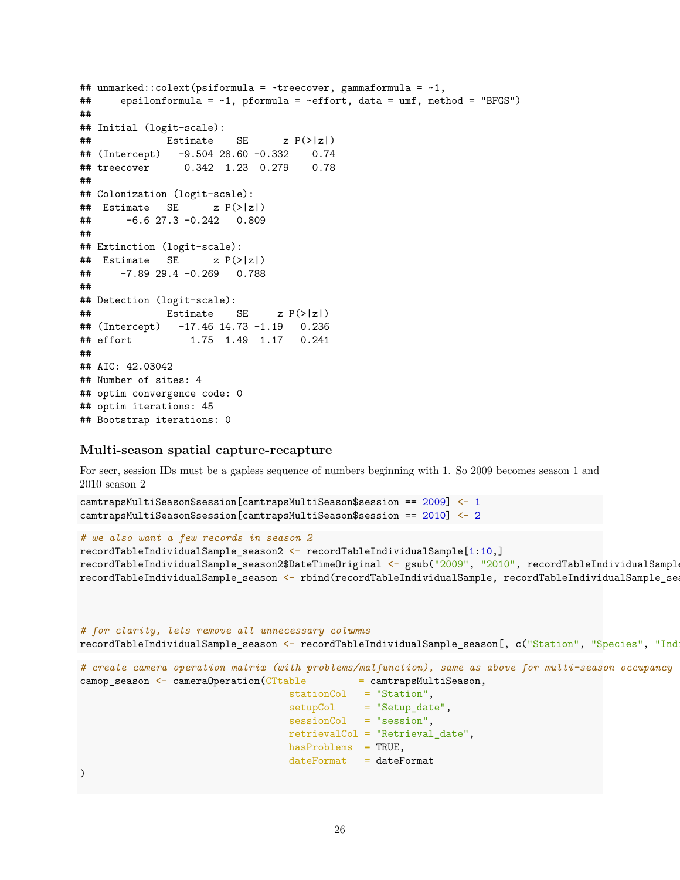```
## unmarked::colext(psiformula = ~treecover, gammaformula = ~1,
##     epsilonformula = ~1, pformula = ~effort, data = umf, method = "BFGS")
##
## Initial (logit-scale):
##             Estimate    SE      z P(>|z|)
## (Intercept)   -9.504 28.60 -0.332    0.74
## treecover      0.342  1.23  0.279    0.78
##
## Colonization (logit-scale):
##  Estimate   SE      z P(>|z|)
##      -6.6 27.3 -0.242   0.809
##
## Extinction (logit-scale):
##  Estimate   SE      z P(>|z|)
##     -7.89 29.4 -0.269   0.788
##
## Detection (logit-scale):
##             Estimate    SE     z P(>|z|)
## (Intercept)   -17.46 14.73 -1.19   0.236
## effort          1.75  1.49  1.17   0.241
##
## AIC: 42.03042
## Number of sites: 4
## optim convergence code: 0
## optim iterations: 45
## Bootstrap iterations: 0
```

### Multi-season spatial capture-recapture

For secr, session IDs must be a gapless sequence of numbers beginning with 1. So 2009 becomes season 1 and 2010 season 2

```
camtrapsMultiSeason$session[camtrapsMultiSeason$session == 2009] <- 1
camtrapsMultiSeason$session[camtrapsMultiSeason$session == 2010] <- 2
```

```
# we also want a few records in season 2
recordTableIndividualSample_season2 <- recordTableIndividualSample[1:10,]
recordTableIndividualSample_season2$DateTimeOriginal <- gsub("2009", "2010", recordTableIndividualSample
recordTableIndividualSample_season <- rbind(recordTableIndividualSample, recordTableIndividualSample_sea



# for clarity, lets remove all unnecessary columns
recordTableIndividualSample_season <- recordTableIndividualSample_season[, c("Station", "Species", "Indi
```

```
# create camera operation matrix (with problems/malfunction), same as above for multi-season occupancy
camop_season <- cameraOperation(CTtable         = camtrapsMultiSeason,
                                stationCol   = "Station",
                                setupCol     = "Setup_date",
                                sessionCol   = "session",
                                retrievalCol = "Retrieval_date",
                                hasProblems  = TRUE,
                                dateFormat   = dateFormat
)
```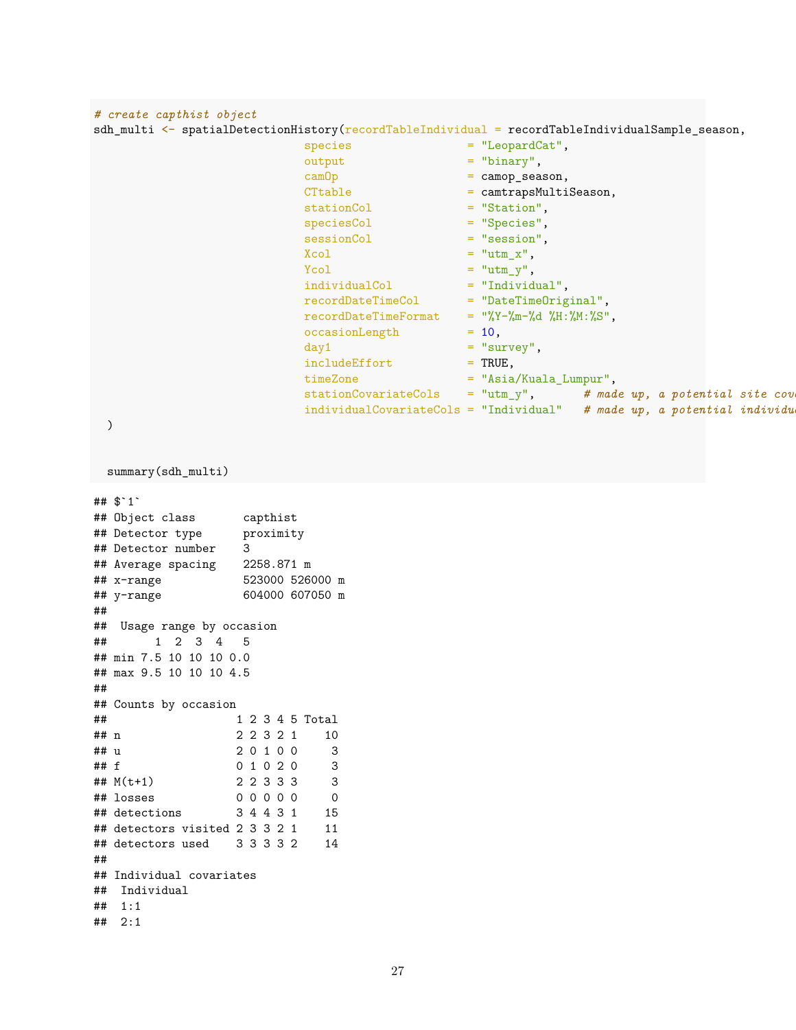```r
# create capthist object
sdh_multi <- spatialDetectionHistory(recordTableIndividual = recordTableIndividualSample_season,
                              species                 = "LeopardCat",
                              output                  = "binary",
                              camOp                   = camop_season,
                              CTtable                 = camtrapsMultiSeason,
                              stationCol              = "Station",
                              speciesCol              = "Species",
                              sessionCol              = "session",
                              Xcol                    = "utm_x",
                              Ycol                    = "utm_y",
                              individualCol           = "Individual",
                              recordDateTimeCol       = "DateTimeOriginal",
                              recordDateTimeFormat    = "%Y-%m-%d %H:%M:%S",
                              occasionLength          = 10,
                              day1                    = "survey",
                              includeEffort           = TRUE,
                              timeZone                = "Asia/Kuala_Lumpur",
                              stationCovariateCols    = "utm_y",       # made up, a potential site cov
                              individualCovariateCols = "Individual"   # made up, a potential individu
  )


  summary(sdh_multi)
```

```
## $`1`
## Object class       capthist
## Detector type      proximity
## Detector number    3
## Average spacing    2258.871 m
## x-range            523000 526000 m
## y-range            604000 607050 m
##
##  Usage range by occasion
##       1  2  3  4   5
## min 7.5 10 10 10 0.0
## max 9.5 10 10 10 4.5
##
## Counts by occasion
##                   1 2 3 4 5 Total
## n                 2 2 3 2 1    10
## u                 2 0 1 0 0     3
## f                 0 1 0 2 0     3
## M(t+1)            2 2 3 3 3     3
## losses            0 0 0 0 0     0
## detections        3 4 4 3 1    15
## detectors visited 2 3 3 2 1    11
## detectors used    3 3 3 3 2    14
##
## Individual covariates
##  Individual
##  1:1
##  2:1
```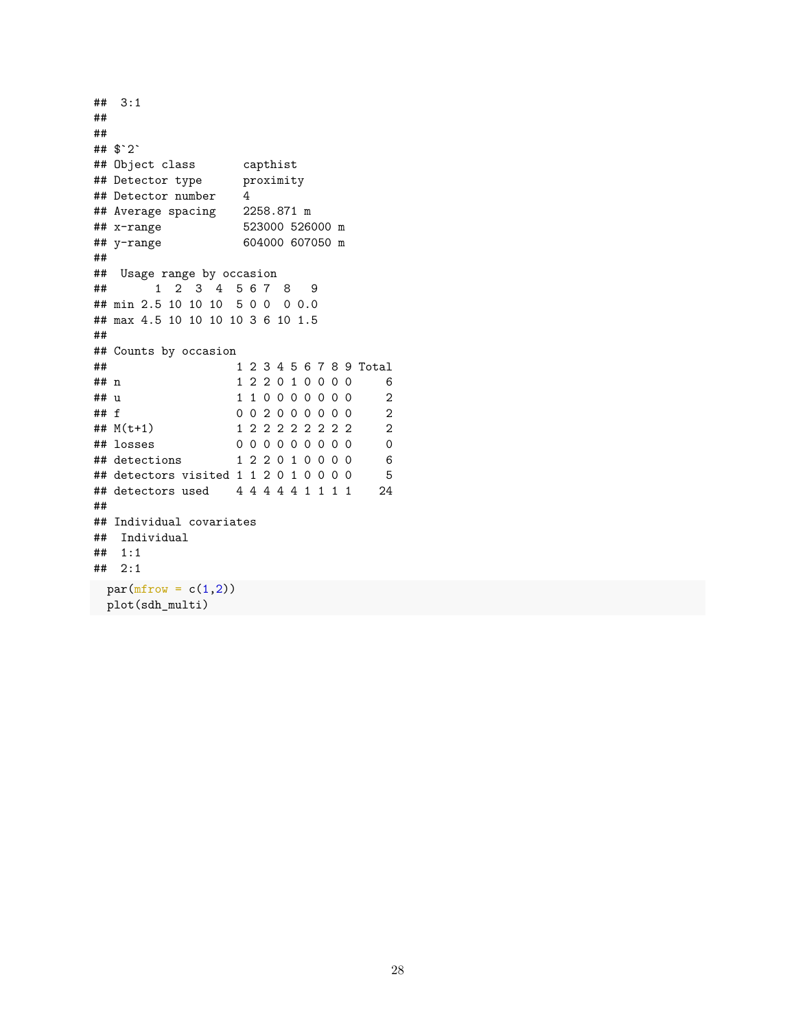```
##  3:1
##
##
## $`2`
## Object class       capthist
## Detector type      proximity
## Detector number    4
## Average spacing    2258.871 m
## x-range            523000 526000 m
## y-range            604000 607050 m
##
##  Usage range by occasion
##       1  2  3  4  5 6 7  8   9
## min 2.5 10 10 10  5 0 0  0 0.0
## max 4.5 10 10 10 10 3 6 10 1.5
##
## Counts by occasion
##                   1 2 3 4 5 6 7 8 9 Total
## n                 1 2 2 0 1 0 0 0 0     6
## u                 1 1 0 0 0 0 0 0 0     2
## f                 0 0 2 0 0 0 0 0 0     2
## M(t+1)            1 2 2 2 2 2 2 2 2     2
## losses            0 0 0 0 0 0 0 0 0     0
## detections        1 2 2 0 1 0 0 0 0     6
## detectors visited 1 1 2 0 1 0 0 0 0     5
## detectors used    4 4 4 4 4 1 1 1 1    24
##
## Individual covariates
##  Individual
##  1:1
##  2:1
```

```
par(mfrow = c(1,2))
plot(sdh_multi)
```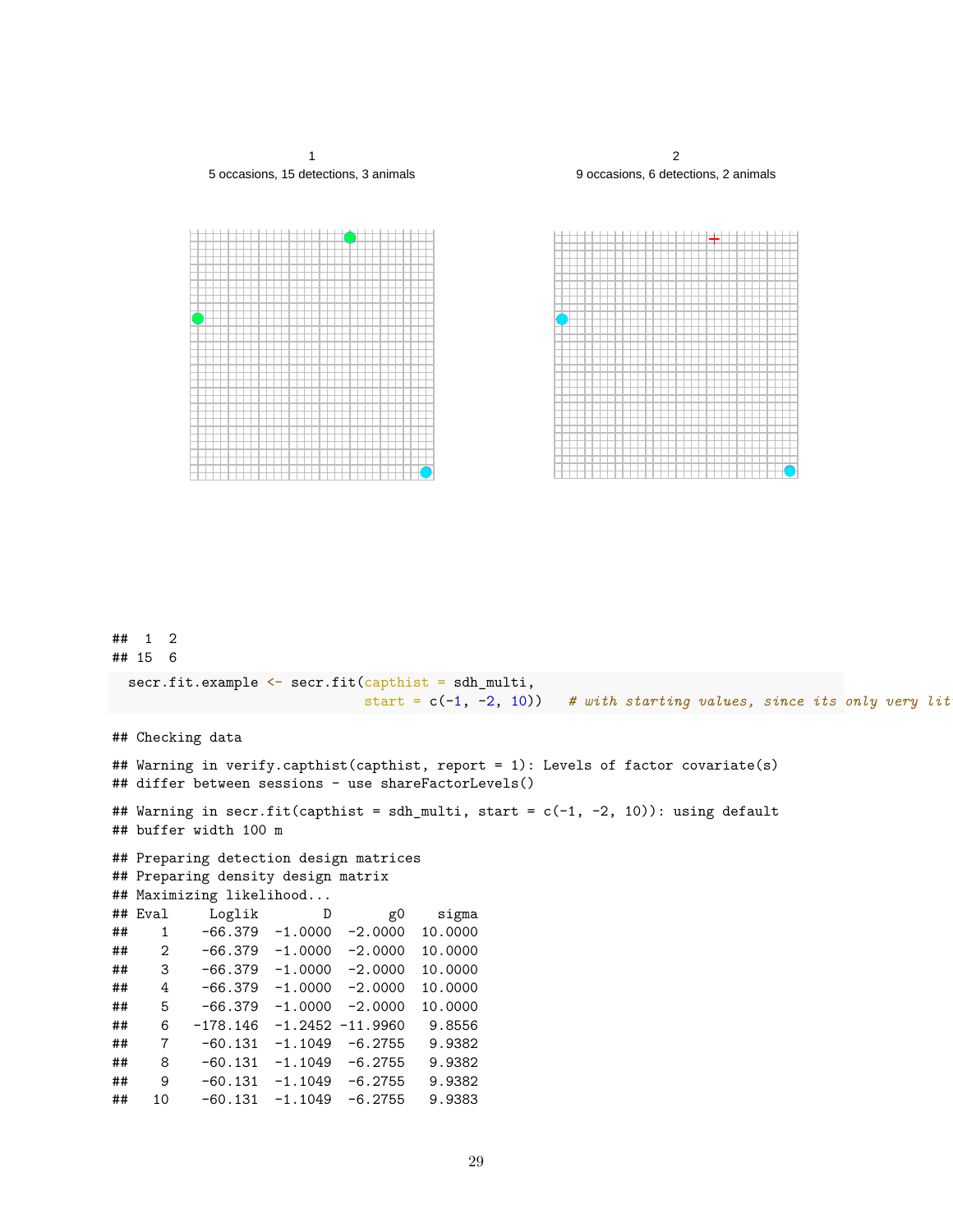1
5 occasions, 15 detections, 3 animals

2
9 occasions, 6 detections, 2 animals

```
##  1  2
## 15  6
```

```
secr.fit.example <- secr.fit(capthist = sdh_multi,
                             start = c(-1, -2, 10))   # with starting values, since its only very lit
```

```
## Checking data
```

```
## Warning in verify.capthist(capthist, report = 1): Levels of factor covariate(s)
## differ between sessions - use shareFactorLevels()
```

```
## Warning in secr.fit(capthist = sdh_multi, start = c(-1, -2, 10)): using default
## buffer width 100 m
```

```
## Preparing detection design matrices
## Preparing density design matrix
## Maximizing likelihood...
## Eval     Loglik        D       g0    sigma
##    1    -66.379  -1.0000  -2.0000  10.0000
##    2    -66.379  -1.0000  -2.0000  10.0000
##    3    -66.379  -1.0000  -2.0000  10.0000
##    4    -66.379  -1.0000  -2.0000  10.0000
##    5    -66.379  -1.0000  -2.0000  10.0000
##    6   -178.146  -1.2452 -11.9960   9.8556
##    7    -60.131  -1.1049  -6.2755   9.9382
##    8    -60.131  -1.1049  -6.2755   9.9382
##    9    -60.131  -1.1049  -6.2755   9.9382
##   10    -60.131  -1.1049  -6.2755   9.9383
```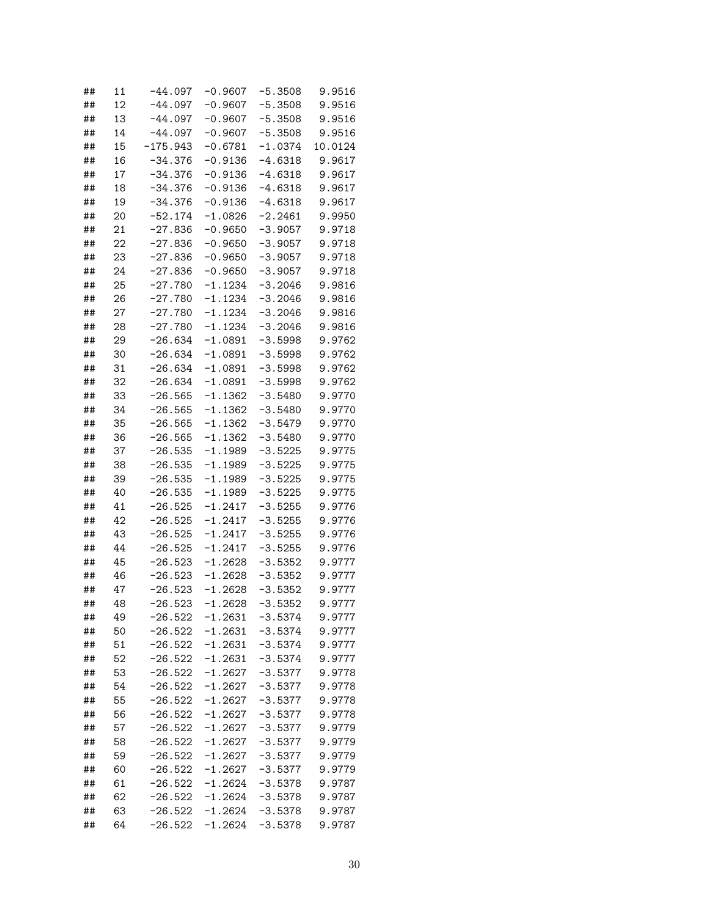```
## 11   -44.097  -0.9607  -5.3508   9.9516
## 12   -44.097  -0.9607  -5.3508   9.9516
## 13   -44.097  -0.9607  -5.3508   9.9516
## 14   -44.097  -0.9607  -5.3508   9.9516
## 15  -175.943  -0.6781  -1.0374  10.0124
## 16   -34.376  -0.9136  -4.6318   9.9617
## 17   -34.376  -0.9136  -4.6318   9.9617
## 18   -34.376  -0.9136  -4.6318   9.9617
## 19   -34.376  -0.9136  -4.6318   9.9617
## 20   -52.174  -1.0826  -2.2461   9.9950
## 21   -27.836  -0.9650  -3.9057   9.9718
## 22   -27.836  -0.9650  -3.9057   9.9718
## 23   -27.836  -0.9650  -3.9057   9.9718
## 24   -27.836  -0.9650  -3.9057   9.9718
## 25   -27.780  -1.1234  -3.2046   9.9816
## 26   -27.780  -1.1234  -3.2046   9.9816
## 27   -27.780  -1.1234  -3.2046   9.9816
## 28   -27.780  -1.1234  -3.2046   9.9816
## 29   -26.634  -1.0891  -3.5998   9.9762
## 30   -26.634  -1.0891  -3.5998   9.9762
## 31   -26.634  -1.0891  -3.5998   9.9762
## 32   -26.634  -1.0891  -3.5998   9.9762
## 33   -26.565  -1.1362  -3.5480   9.9770
## 34   -26.565  -1.1362  -3.5480   9.9770
## 35   -26.565  -1.1362  -3.5479   9.9770
## 36   -26.565  -1.1362  -3.5480   9.9770
## 37   -26.535  -1.1989  -3.5225   9.9775
## 38   -26.535  -1.1989  -3.5225   9.9775
## 39   -26.535  -1.1989  -3.5225   9.9775
## 40   -26.535  -1.1989  -3.5225   9.9775
## 41   -26.525  -1.2417  -3.5255   9.9776
## 42   -26.525  -1.2417  -3.5255   9.9776
## 43   -26.525  -1.2417  -3.5255   9.9776
## 44   -26.525  -1.2417  -3.5255   9.9776
## 45   -26.523  -1.2628  -3.5352   9.9777
## 46   -26.523  -1.2628  -3.5352   9.9777
## 47   -26.523  -1.2628  -3.5352   9.9777
## 48   -26.523  -1.2628  -3.5352   9.9777
## 49   -26.522  -1.2631  -3.5374   9.9777
## 50   -26.522  -1.2631  -3.5374   9.9777
## 51   -26.522  -1.2631  -3.5374   9.9777
## 52   -26.522  -1.2631  -3.5374   9.9777
## 53   -26.522  -1.2627  -3.5377   9.9778
## 54   -26.522  -1.2627  -3.5377   9.9778
## 55   -26.522  -1.2627  -3.5377   9.9778
## 56   -26.522  -1.2627  -3.5377   9.9778
## 57   -26.522  -1.2627  -3.5377   9.9779
## 58   -26.522  -1.2627  -3.5377   9.9779
## 59   -26.522  -1.2627  -3.5377   9.9779
## 60   -26.522  -1.2627  -3.5377   9.9779
## 61   -26.522  -1.2624  -3.5378   9.9787
## 62   -26.522  -1.2624  -3.5378   9.9787
## 63   -26.522  -1.2624  -3.5378   9.9787
## 64   -26.522  -1.2624  -3.5378   9.9787
```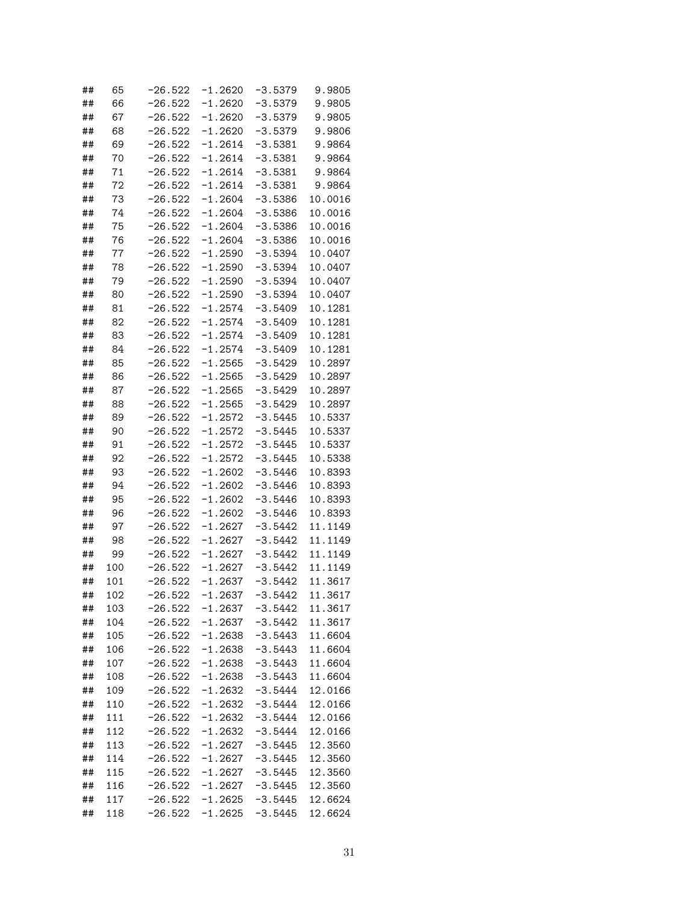```
##    65    -26.522  -1.2620  -3.5379   9.9805
##    66    -26.522  -1.2620  -3.5379   9.9805
##    67    -26.522  -1.2620  -3.5379   9.9805
##    68    -26.522  -1.2620  -3.5379   9.9806
##    69    -26.522  -1.2614  -3.5381   9.9864
##    70    -26.522  -1.2614  -3.5381   9.9864
##    71    -26.522  -1.2614  -3.5381   9.9864
##    72    -26.522  -1.2614  -3.5381   9.9864
##    73    -26.522  -1.2604  -3.5386  10.0016
##    74    -26.522  -1.2604  -3.5386  10.0016
##    75    -26.522  -1.2604  -3.5386  10.0016
##    76    -26.522  -1.2604  -3.5386  10.0016
##    77    -26.522  -1.2590  -3.5394  10.0407
##    78    -26.522  -1.2590  -3.5394  10.0407
##    79    -26.522  -1.2590  -3.5394  10.0407
##    80    -26.522  -1.2590  -3.5394  10.0407
##    81    -26.522  -1.2574  -3.5409  10.1281
##    82    -26.522  -1.2574  -3.5409  10.1281
##    83    -26.522  -1.2574  -3.5409  10.1281
##    84    -26.522  -1.2574  -3.5409  10.1281
##    85    -26.522  -1.2565  -3.5429  10.2897
##    86    -26.522  -1.2565  -3.5429  10.2897
##    87    -26.522  -1.2565  -3.5429  10.2897
##    88    -26.522  -1.2565  -3.5429  10.2897
##    89    -26.522  -1.2572  -3.5445  10.5337
##    90    -26.522  -1.2572  -3.5445  10.5337
##    91    -26.522  -1.2572  -3.5445  10.5337
##    92    -26.522  -1.2572  -3.5445  10.5338
##    93    -26.522  -1.2602  -3.5446  10.8393
##    94    -26.522  -1.2602  -3.5446  10.8393
##    95    -26.522  -1.2602  -3.5446  10.8393
##    96    -26.522  -1.2602  -3.5446  10.8393
##    97    -26.522  -1.2627  -3.5442  11.1149
##    98    -26.522  -1.2627  -3.5442  11.1149
##    99    -26.522  -1.2627  -3.5442  11.1149
##   100    -26.522  -1.2627  -3.5442  11.1149
##   101    -26.522  -1.2637  -3.5442  11.3617
##   102    -26.522  -1.2637  -3.5442  11.3617
##   103    -26.522  -1.2637  -3.5442  11.3617
##   104    -26.522  -1.2637  -3.5442  11.3617
##   105    -26.522  -1.2638  -3.5443  11.6604
##   106    -26.522  -1.2638  -3.5443  11.6604
##   107    -26.522  -1.2638  -3.5443  11.6604
##   108    -26.522  -1.2638  -3.5443  11.6604
##   109    -26.522  -1.2632  -3.5444  12.0166
##   110    -26.522  -1.2632  -3.5444  12.0166
##   111    -26.522  -1.2632  -3.5444  12.0166
##   112    -26.522  -1.2632  -3.5444  12.0166
##   113    -26.522  -1.2627  -3.5445  12.3560
##   114    -26.522  -1.2627  -3.5445  12.3560
##   115    -26.522  -1.2627  -3.5445  12.3560
##   116    -26.522  -1.2627  -3.5445  12.3560
##   117    -26.522  -1.2625  -3.5445  12.6624
##   118    -26.522  -1.2625  -3.5445  12.6624
```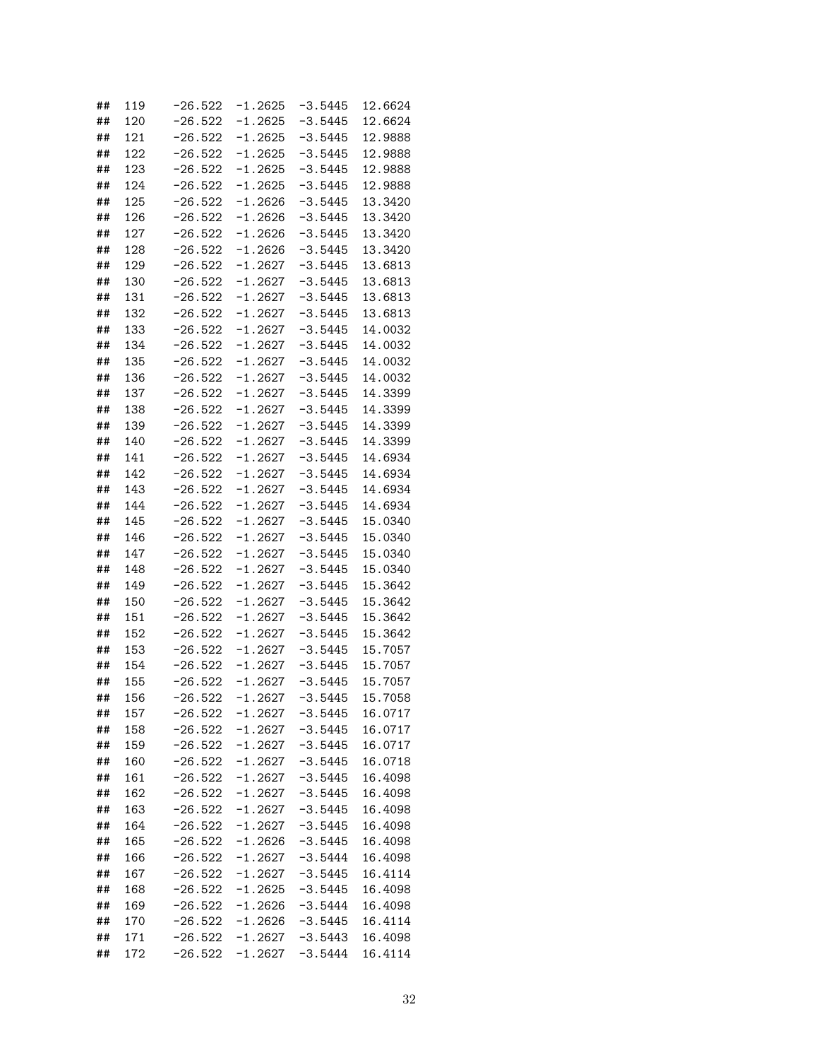```
## 119   -26.522  -1.2625  -3.5445  12.6624
## 120   -26.522  -1.2625  -3.5445  12.6624
## 121   -26.522  -1.2625  -3.5445  12.9888
## 122   -26.522  -1.2625  -3.5445  12.9888
## 123   -26.522  -1.2625  -3.5445  12.9888
## 124   -26.522  -1.2625  -3.5445  12.9888
## 125   -26.522  -1.2626  -3.5445  13.3420
## 126   -26.522  -1.2626  -3.5445  13.3420
## 127   -26.522  -1.2626  -3.5445  13.3420
## 128   -26.522  -1.2626  -3.5445  13.3420
## 129   -26.522  -1.2627  -3.5445  13.6813
## 130   -26.522  -1.2627  -3.5445  13.6813
## 131   -26.522  -1.2627  -3.5445  13.6813
## 132   -26.522  -1.2627  -3.5445  13.6813
## 133   -26.522  -1.2627  -3.5445  14.0032
## 134   -26.522  -1.2627  -3.5445  14.0032
## 135   -26.522  -1.2627  -3.5445  14.0032
## 136   -26.522  -1.2627  -3.5445  14.0032
## 137   -26.522  -1.2627  -3.5445  14.3399
## 138   -26.522  -1.2627  -3.5445  14.3399
## 139   -26.522  -1.2627  -3.5445  14.3399
## 140   -26.522  -1.2627  -3.5445  14.3399
## 141   -26.522  -1.2627  -3.5445  14.6934
## 142   -26.522  -1.2627  -3.5445  14.6934
## 143   -26.522  -1.2627  -3.5445  14.6934
## 144   -26.522  -1.2627  -3.5445  14.6934
## 145   -26.522  -1.2627  -3.5445  15.0340
## 146   -26.522  -1.2627  -3.5445  15.0340
## 147   -26.522  -1.2627  -3.5445  15.0340
## 148   -26.522  -1.2627  -3.5445  15.0340
## 149   -26.522  -1.2627  -3.5445  15.3642
## 150   -26.522  -1.2627  -3.5445  15.3642
## 151   -26.522  -1.2627  -3.5445  15.3642
## 152   -26.522  -1.2627  -3.5445  15.3642
## 153   -26.522  -1.2627  -3.5445  15.7057
## 154   -26.522  -1.2627  -3.5445  15.7057
## 155   -26.522  -1.2627  -3.5445  15.7057
## 156   -26.522  -1.2627  -3.5445  15.7058
## 157   -26.522  -1.2627  -3.5445  16.0717
## 158   -26.522  -1.2627  -3.5445  16.0717
## 159   -26.522  -1.2627  -3.5445  16.0717
## 160   -26.522  -1.2627  -3.5445  16.0718
## 161   -26.522  -1.2627  -3.5445  16.4098
## 162   -26.522  -1.2627  -3.5445  16.4098
## 163   -26.522  -1.2627  -3.5445  16.4098
## 164   -26.522  -1.2627  -3.5445  16.4098
## 165   -26.522  -1.2626  -3.5445  16.4098
## 166   -26.522  -1.2627  -3.5444  16.4098
## 167   -26.522  -1.2627  -3.5445  16.4114
## 168   -26.522  -1.2625  -3.5445  16.4098
## 169   -26.522  -1.2626  -3.5444  16.4098
## 170   -26.522  -1.2626  -3.5445  16.4114
## 171   -26.522  -1.2627  -3.5443  16.4098
## 172   -26.522  -1.2627  -3.5444  16.4114
```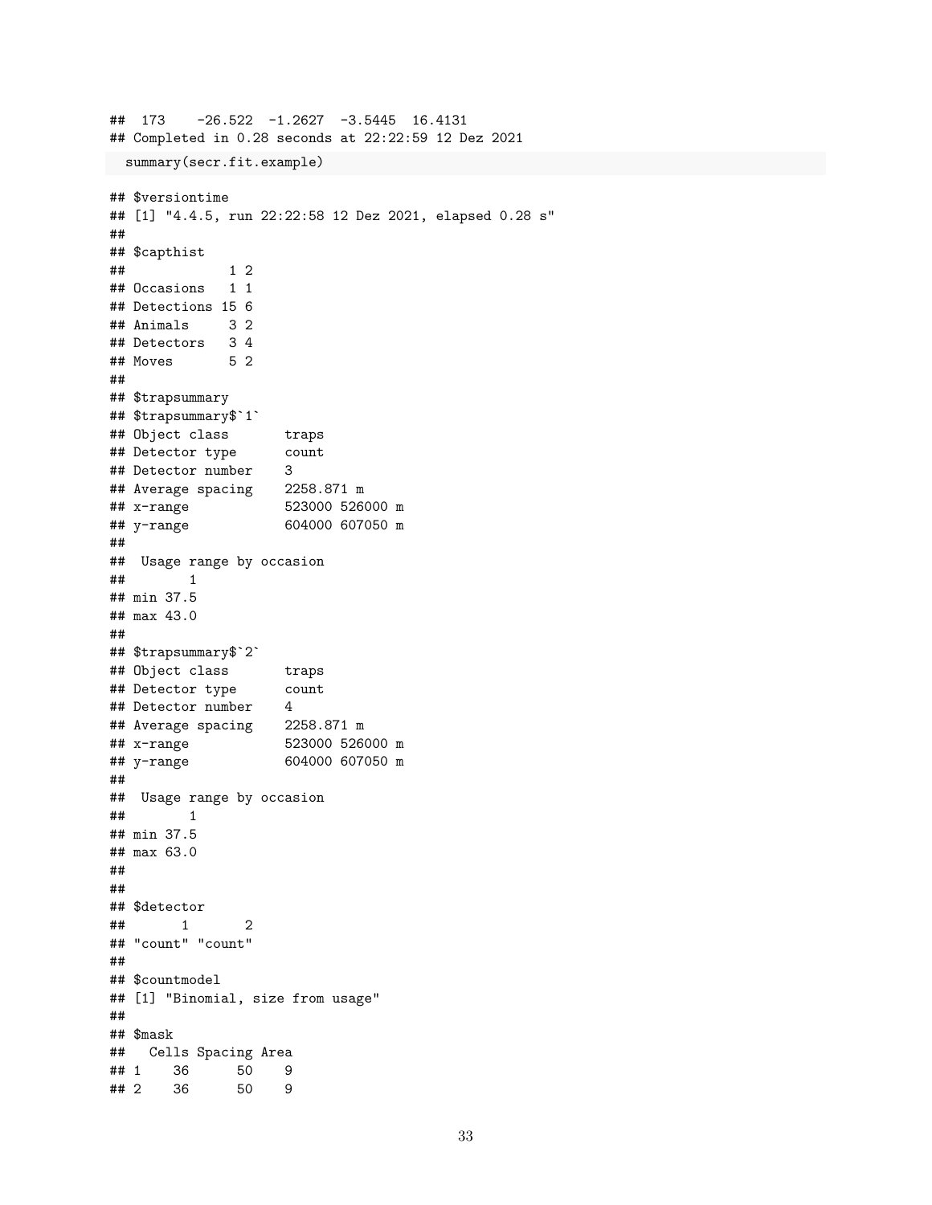```
## 173    -26.522  -1.2627  -3.5445  16.4131
## Completed in 0.28 seconds at 22:22:59 12 Dez 2021
```

```
summary(secr.fit.example)
```

```
## $versiontime
## [1] "4.4.5, run 22:22:58 12 Dez 2021, elapsed 0.28 s"
##
## $capthist
##             1 2
## Occasions   1 1
## Detections 15 6
## Animals     3 2
## Detectors   3 4
## Moves       5 2
##
## $trapsummary
## $trapsummary$`1`
## Object class       traps
## Detector type      count
## Detector number    3
## Average spacing    2258.871 m
## x-range            523000 526000 m
## y-range            604000 607050 m
##
##  Usage range by occasion
##        1
## min 37.5
## max 43.0
##
## $trapsummary$`2`
## Object class       traps
## Detector type      count
## Detector number    4
## Average spacing    2258.871 m
## x-range            523000 526000 m
## y-range            604000 607050 m
##
##  Usage range by occasion
##        1
## min 37.5
## max 63.0
##
##
## $detector
##       1       2
## "count" "count"
##
## $countmodel
## [1] "Binomial, size from usage"
##
## $mask
##   Cells Spacing Area
## 1    36      50    9
## 2    36      50    9
```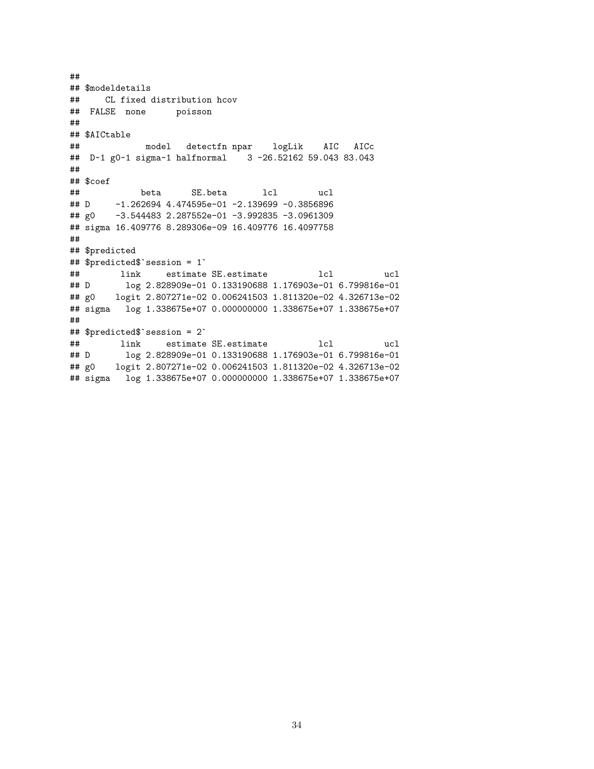```
##
## $modeldetails
##     CL fixed distribution hcov
##  FALSE  none      poisson
##
## $AICtable
##            model   detectfn npar    logLik    AIC   AICc
##  D~1 g0~1 sigma~1 halfnormal    3 -26.52162 59.043 83.043
##
## $coef
##            beta      SE.beta       lcl        ucl
## D     -1.262694 4.474595e-01 -2.139699 -0.3856896
## g0    -3.544483 2.287552e-01 -3.992835 -3.0961309
## sigma 16.409776 8.289306e-09 16.409776 16.4097758
##
## $predicted
## $predicted$`session = 1`
##        link     estimate SE.estimate          lcl          ucl
## D       log 2.828909e-01 0.133190688 1.176903e-01 6.799816e-01
## g0    logit 2.807271e-02 0.006241503 1.811320e-02 4.326713e-02
## sigma   log 1.338675e+07 0.000000000 1.338675e+07 1.338675e+07
##
## $predicted$`session = 2`
##        link     estimate SE.estimate          lcl          ucl
## D       log 2.828909e-01 0.133190688 1.176903e-01 6.799816e-01
## g0    logit 2.807271e-02 0.006241503 1.811320e-02 4.326713e-02
## sigma   log 1.338675e+07 0.000000000 1.338675e+07 1.338675e+07
```